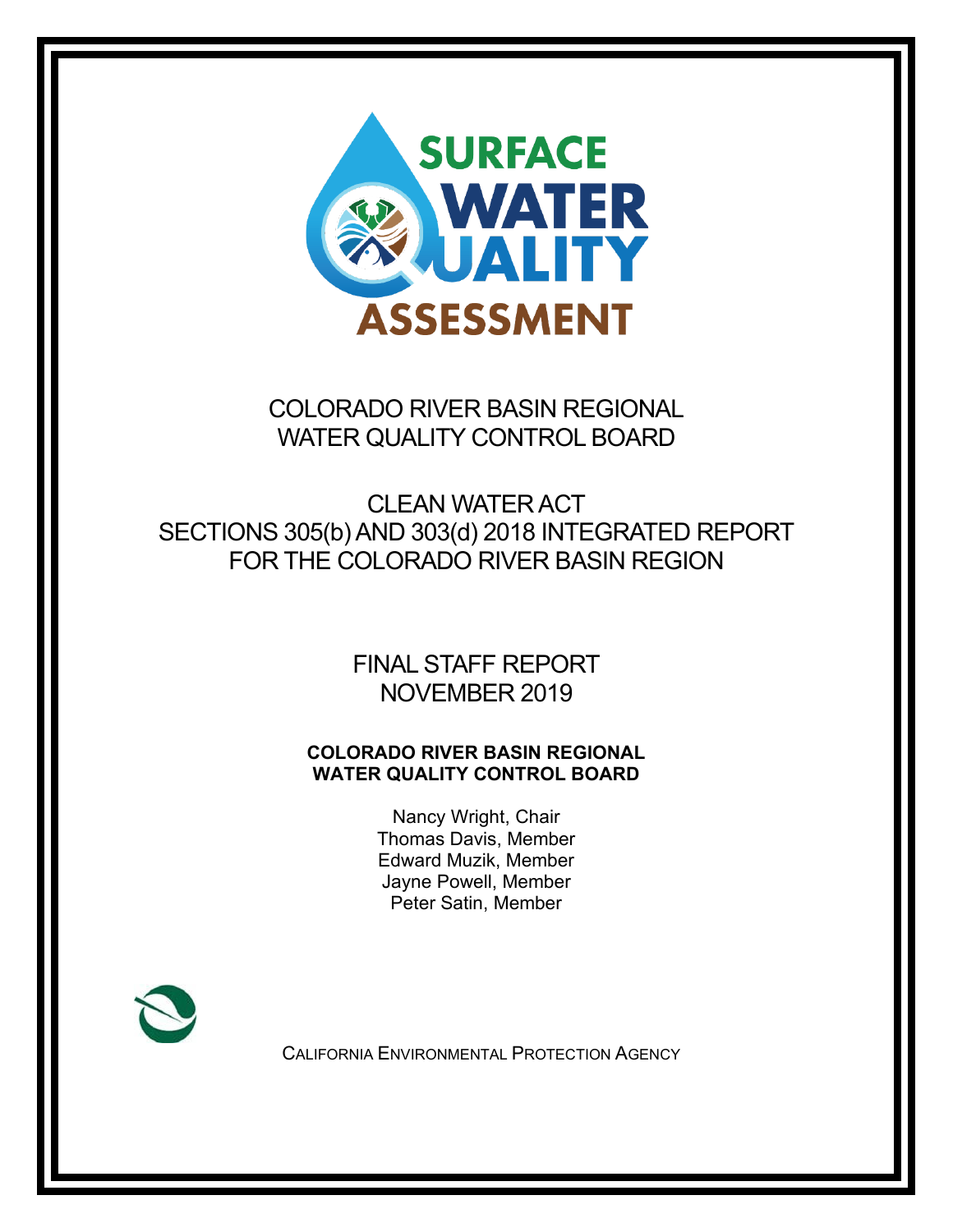# SURFACE WATER QUALITY ASSESSMENT

## COLORADO RIVER BASIN REGIONAL WATER QUALITY CONTROL BOARD

## CLEAN WATER ACT SECTIONS 305(b) AND 303(d) 2018 INTEGRATED REPORT FOR THE COLORADO RIVER BASIN REGION

## FINAL STAFF REPORT NOVEMBER 2019

**COLORADO RIVER BASIN REGIONAL WATER QUALITY CONTROL BOARD**

Nancy Wright, Chair
Thomas Davis, Member
Edward Muzik, Member
Jayne Powell, Member
Peter Satin, Member

CALIFORNIA ENVIRONMENTAL PROTECTION AGENCY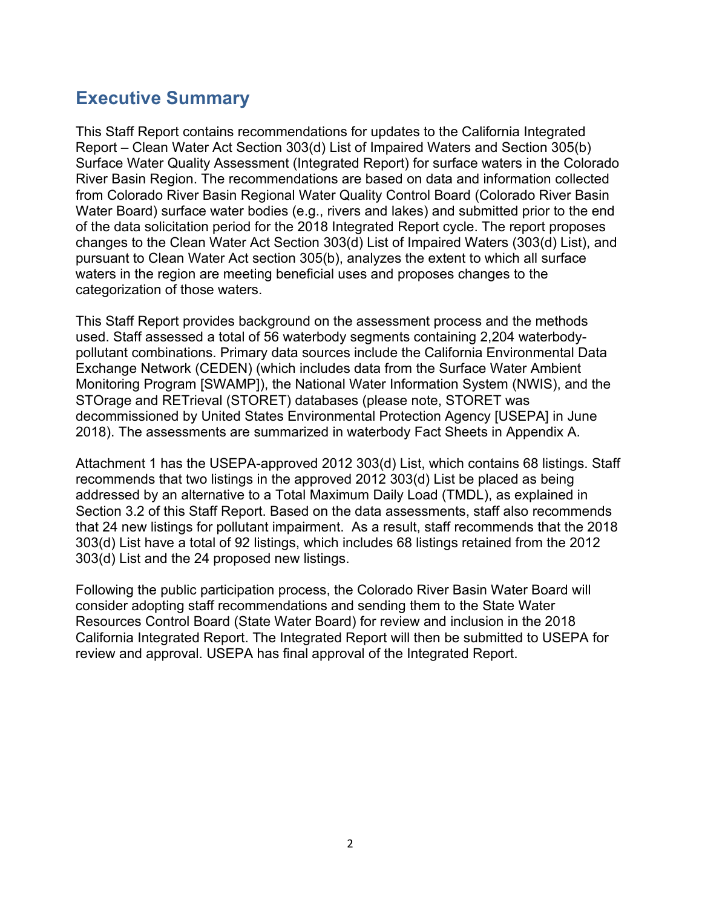## Executive Summary

This Staff Report contains recommendations for updates to the California Integrated Report – Clean Water Act Section 303(d) List of Impaired Waters and Section 305(b) Surface Water Quality Assessment (Integrated Report) for surface waters in the Colorado River Basin Region. The recommendations are based on data and information collected from Colorado River Basin Regional Water Quality Control Board (Colorado River Basin Water Board) surface water bodies (e.g., rivers and lakes) and submitted prior to the end of the data solicitation period for the 2018 Integrated Report cycle. The report proposes changes to the Clean Water Act Section 303(d) List of Impaired Waters (303(d) List), and pursuant to Clean Water Act section 305(b), analyzes the extent to which all surface waters in the region are meeting beneficial uses and proposes changes to the categorization of those waters.

This Staff Report provides background on the assessment process and the methods used. Staff assessed a total of 56 waterbody segments containing 2,204 waterbody-pollutant combinations. Primary data sources include the California Environmental Data Exchange Network (CEDEN) (which includes data from the Surface Water Ambient Monitoring Program [SWAMP]), the National Water Information System (NWIS), and the STOrage and RETrieval (STORET) databases (please note, STORET was decommissioned by United States Environmental Protection Agency [USEPA] in June 2018). The assessments are summarized in waterbody Fact Sheets in Appendix A.

Attachment 1 has the USEPA-approved 2012 303(d) List, which contains 68 listings. Staff recommends that two listings in the approved 2012 303(d) List be placed as being addressed by an alternative to a Total Maximum Daily Load (TMDL), as explained in Section 3.2 of this Staff Report. Based on the data assessments, staff also recommends that 24 new listings for pollutant impairment. As a result, staff recommends that the 2018 303(d) List have a total of 92 listings, which includes 68 listings retained from the 2012 303(d) List and the 24 proposed new listings.

Following the public participation process, the Colorado River Basin Water Board will consider adopting staff recommendations and sending them to the State Water Resources Control Board (State Water Board) for review and inclusion in the 2018 California Integrated Report. The Integrated Report will then be submitted to USEPA for review and approval. USEPA has final approval of the Integrated Report.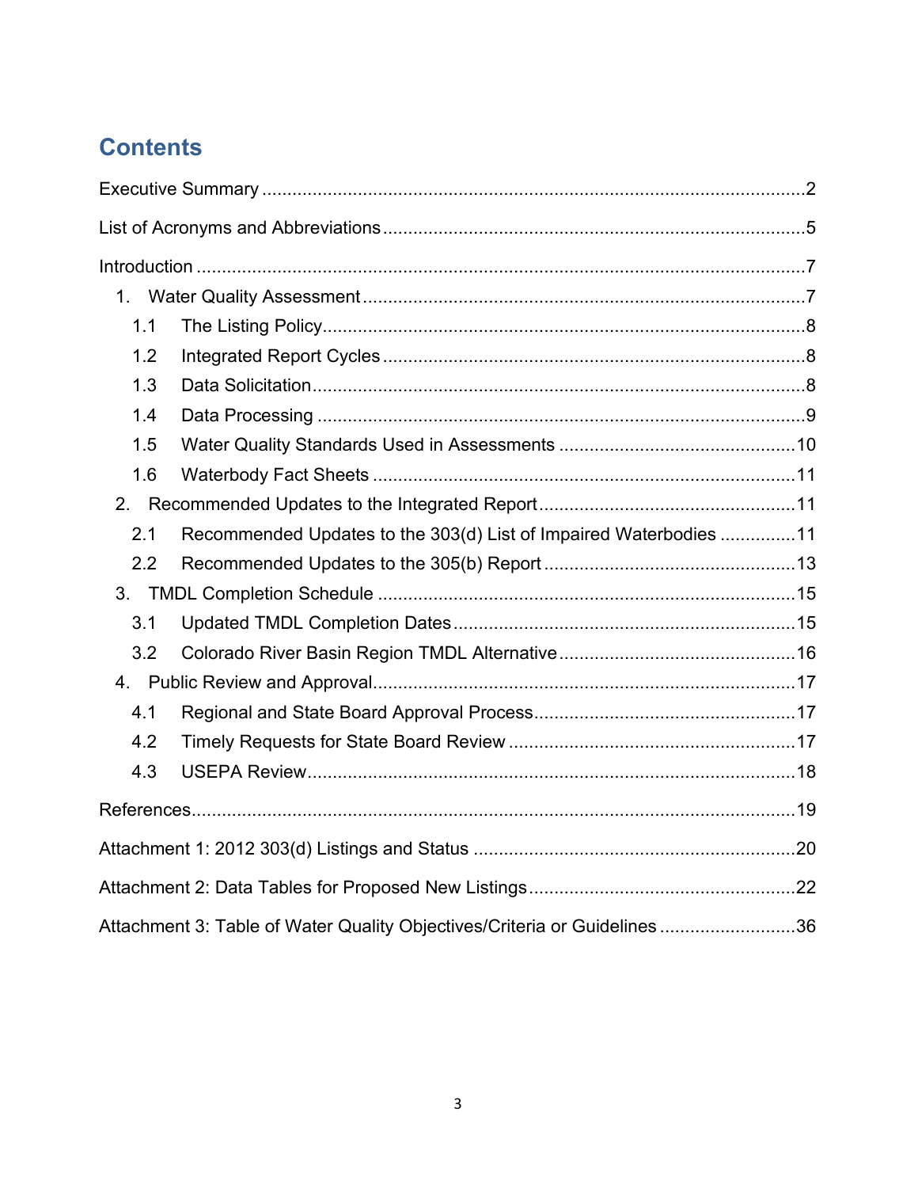# Contents

Executive Summary ..........................................................................................................2

List of Acronyms and Abbreviations ...................................................................................5

Introduction .......................................................................................................................7

1. Water Quality Assessment .......................................................................................7
   - 1.1 The Listing Policy................................................................................................8
   - 1.2 Integrated Report Cycles ....................................................................................8
   - 1.3 Data Solicitation..................................................................................................8
   - 1.4 Data Processing .................................................................................................9
   - 1.5 Water Quality Standards Used in Assessments ...............................................10
   - 1.6 Waterbody Fact Sheets ....................................................................................11
2. Recommended Updates to the Integrated Report ...................................................11
   - 2.1 Recommended Updates to the 303(d) List of Impaired Waterbodies ...............11
   - 2.2 Recommended Updates to the 305(b) Report .................................................13
3. TMDL Completion Schedule ...................................................................................15
   - 3.1 Updated TMDL Completion Dates ....................................................................15
   - 3.2 Colorado River Basin Region TMDL Alternative ...............................................16
4. Public Review and Approval ....................................................................................17
   - 4.1 Regional and State Board Approval Process....................................................17
   - 4.2 Timely Requests for State Board Review .........................................................17
   - 4.3 USEPA Review.................................................................................................18

References.......................................................................................................................19

Attachment 1: 2012 303(d) Listings and Status ................................................................20

Attachment 2: Data Tables for Proposed New Listings ....................................................22

Attachment 3: Table of Water Quality Objectives/Criteria or Guidelines ...........................36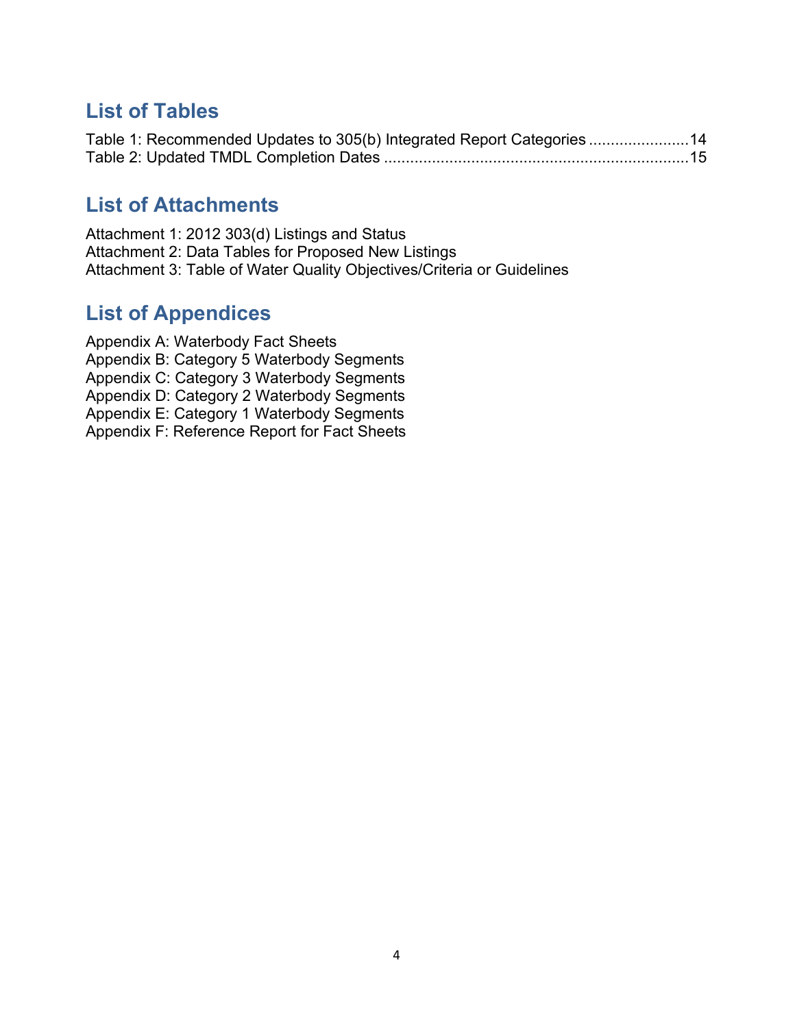## List of Tables

Table 1: Recommended Updates to 305(b) Integrated Report Categories .......................14
Table 2: Updated TMDL Completion Dates .....................................................................15

## List of Attachments

Attachment 1: 2012 303(d) Listings and Status
Attachment 2: Data Tables for Proposed New Listings
Attachment 3: Table of Water Quality Objectives/Criteria or Guidelines

## List of Appendices

Appendix A: Waterbody Fact Sheets
Appendix B: Category 5 Waterbody Segments
Appendix C: Category 3 Waterbody Segments
Appendix D: Category 2 Waterbody Segments
Appendix E: Category 1 Waterbody Segments
Appendix F: Reference Report for Fact Sheets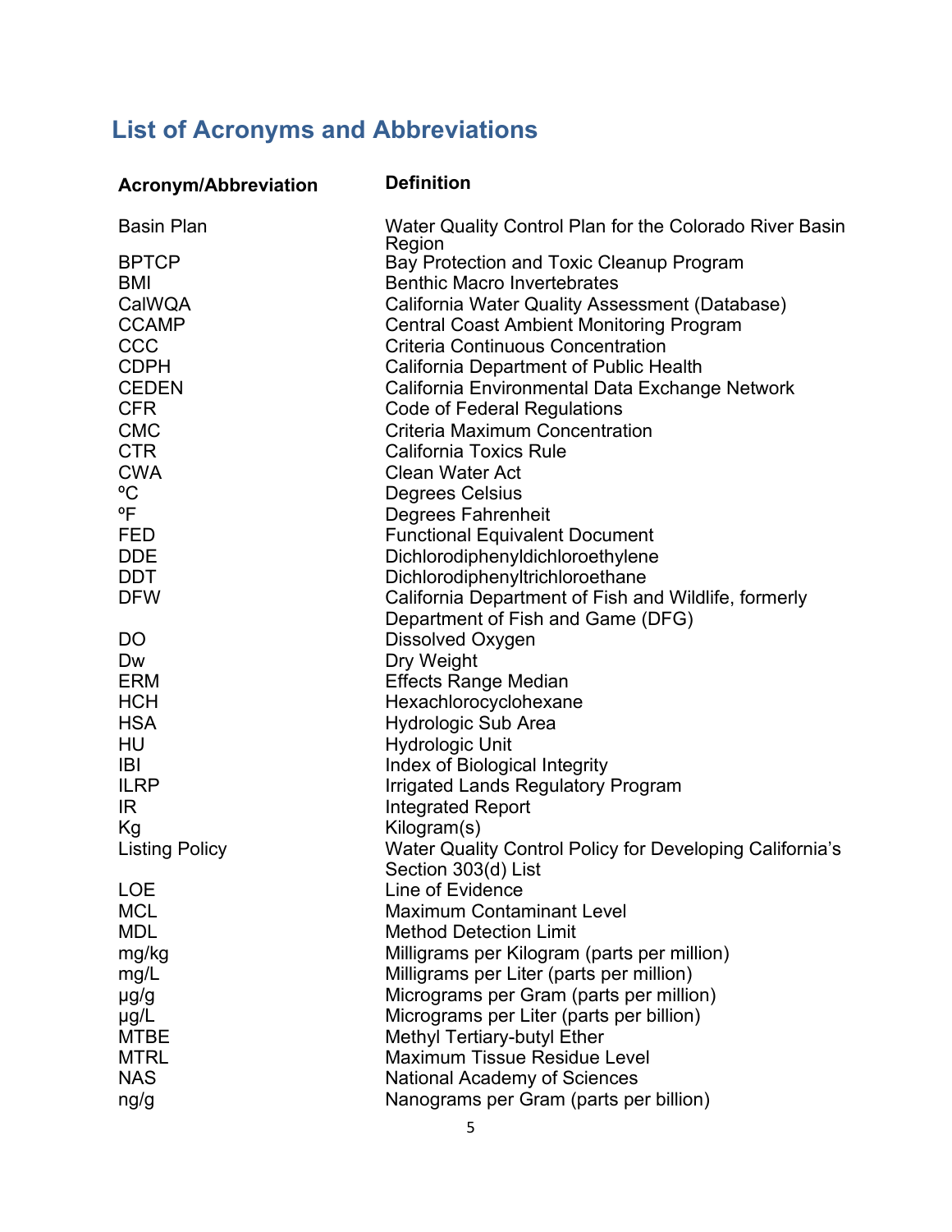## List of Acronyms and Abbreviations

| Acronym/Abbreviation | Definition |
|---|---|
| Basin Plan | Water Quality Control Plan for the Colorado River Basin Region |
| BPTCP | Bay Protection and Toxic Cleanup Program |
| BMI | Benthic Macro Invertebrates |
| CalWQA | California Water Quality Assessment (Database) |
| CCAMP | Central Coast Ambient Monitoring Program |
| CCC | Criteria Continuous Concentration |
| CDPH | California Department of Public Health |
| CEDEN | California Environmental Data Exchange Network |
| CFR | Code of Federal Regulations |
| CMC | Criteria Maximum Concentration |
| CTR | California Toxics Rule |
| CWA | Clean Water Act |
| ºC | Degrees Celsius |
| ºF | Degrees Fahrenheit |
| FED | Functional Equivalent Document |
| DDE | Dichlorodiphenyldichloroethylene |
| DDT | Dichlorodiphenyltrichloroethane |
| DFW | California Department of Fish and Wildlife, formerly Department of Fish and Game (DFG) |
| DO | Dissolved Oxygen |
| Dw | Dry Weight |
| ERM | Effects Range Median |
| HCH | Hexachlorocyclohexane |
| HSA | Hydrologic Sub Area |
| HU | Hydrologic Unit |
| IBI | Index of Biological Integrity |
| ILRP | Irrigated Lands Regulatory Program |
| IR | Integrated Report |
| Kg | Kilogram(s) |
| Listing Policy | Water Quality Control Policy for Developing California's Section 303(d) List |
| LOE | Line of Evidence |
| MCL | Maximum Contaminant Level |
| MDL | Method Detection Limit |
| mg/kg | Milligrams per Kilogram (parts per million) |
| mg/L | Milligrams per Liter (parts per million) |
| µg/g | Micrograms per Gram (parts per million) |
| µg/L | Micrograms per Liter (parts per billion) |
| MTBE | Methyl Tertiary-butyl Ether |
| MTRL | Maximum Tissue Residue Level |
| NAS | National Academy of Sciences |
| ng/g | Nanograms per Gram (parts per billion) |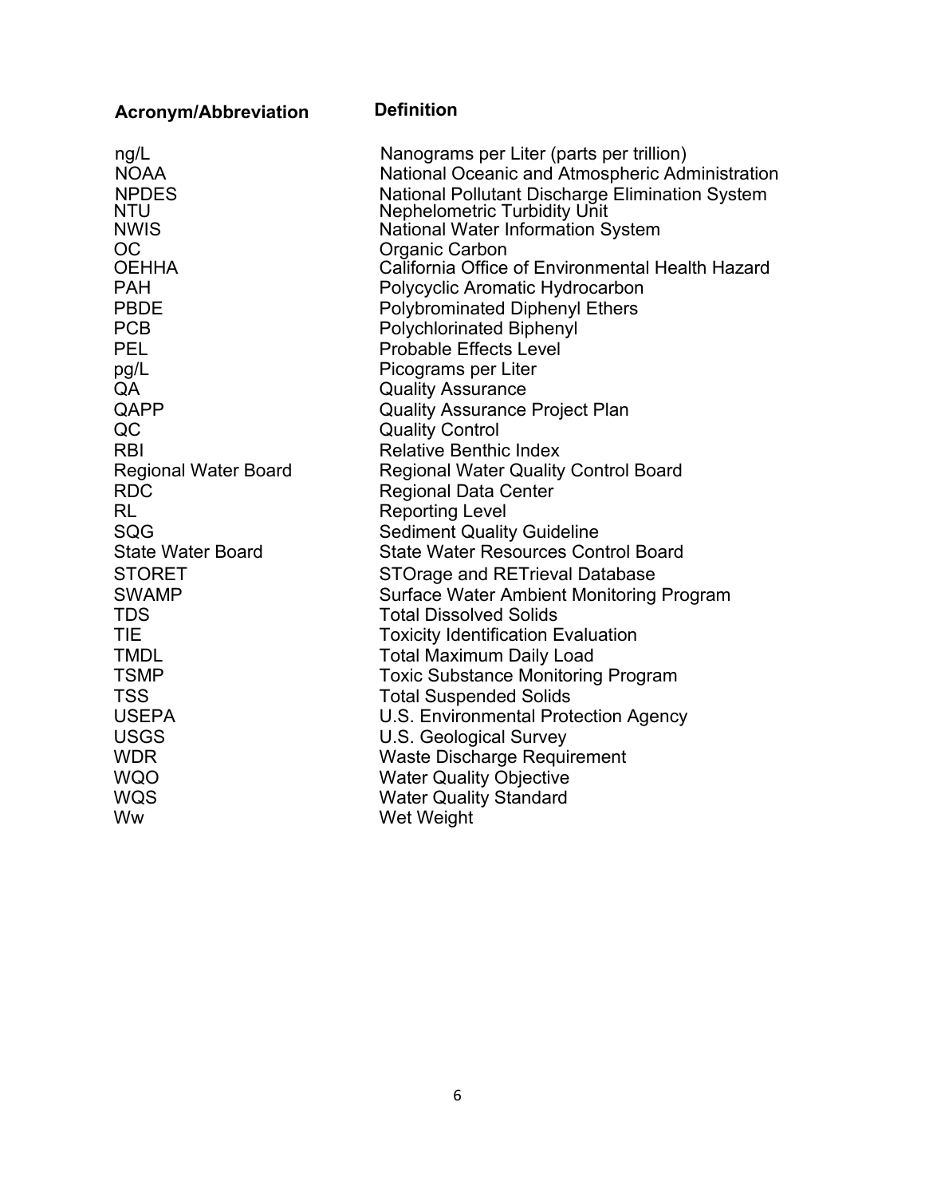| Acronym/Abbreviation | Definition |
|---|---|
| ng/L | Nanograms per Liter (parts per trillion) |
| NOAA | National Oceanic and Atmospheric Administration |
| NPDES | National Pollutant Discharge Elimination System |
| NTU | Nephelometric Turbidity Unit |
| NWIS | National Water Information System |
| OC | Organic Carbon |
| OEHHA | California Office of Environmental Health Hazard |
| PAH | Polycyclic Aromatic Hydrocarbon |
| PBDE | Polybrominated Diphenyl Ethers |
| PCB | Polychlorinated Biphenyl |
| PEL | Probable Effects Level |
| pg/L | Picograms per Liter |
| QA | Quality Assurance |
| QAPP | Quality Assurance Project Plan |
| QC | Quality Control |
| RBI | Relative Benthic Index |
| Regional Water Board | Regional Water Quality Control Board |
| RDC | Regional Data Center |
| RL | Reporting Level |
| SQG | Sediment Quality Guideline |
| State Water Board | State Water Resources Control Board |
| STORET | STOrage and RETrieval Database |
| SWAMP | Surface Water Ambient Monitoring Program |
| TDS | Total Dissolved Solids |
| TIE | Toxicity Identification Evaluation |
| TMDL | Total Maximum Daily Load |
| TSMP | Toxic Substance Monitoring Program |
| TSS | Total Suspended Solids |
| USEPA | U.S. Environmental Protection Agency |
| USGS | U.S. Geological Survey |
| WDR | Waste Discharge Requirement |
| WQO | Water Quality Objective |
| WQS | Water Quality Standard |
| Ww | Wet Weight |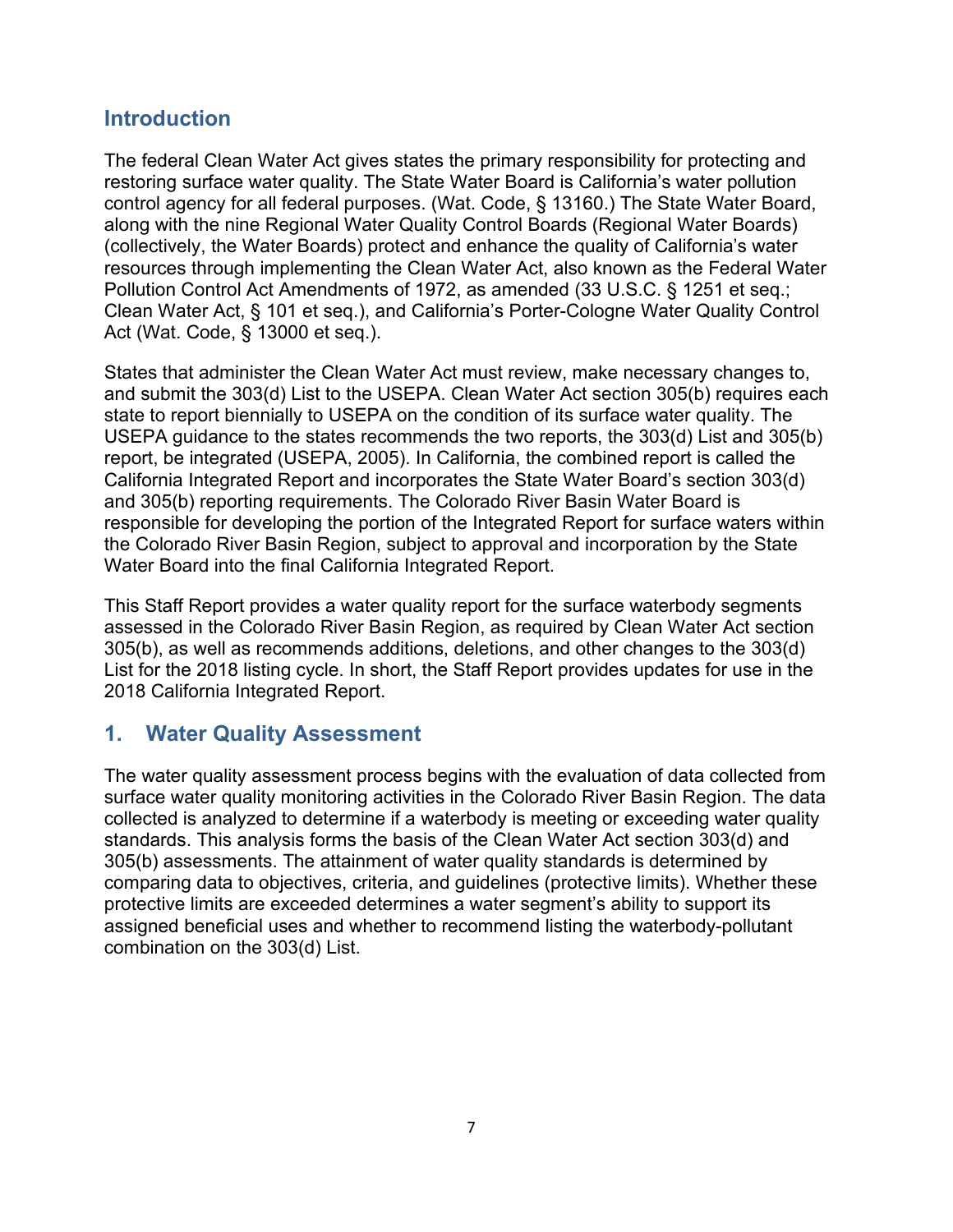## Introduction

The federal Clean Water Act gives states the primary responsibility for protecting and restoring surface water quality. The State Water Board is California's water pollution control agency for all federal purposes. (Wat. Code, § 13160.) The State Water Board, along with the nine Regional Water Quality Control Boards (Regional Water Boards) (collectively, the Water Boards) protect and enhance the quality of California's water resources through implementing the Clean Water Act, also known as the Federal Water Pollution Control Act Amendments of 1972, as amended (33 U.S.C. § 1251 et seq.; Clean Water Act, § 101 et seq.), and California's Porter-Cologne Water Quality Control Act (Wat. Code, § 13000 et seq.).

States that administer the Clean Water Act must review, make necessary changes to, and submit the 303(d) List to the USEPA. Clean Water Act section 305(b) requires each state to report biennially to USEPA on the condition of its surface water quality. The USEPA guidance to the states recommends the two reports, the 303(d) List and 305(b) report, be integrated (USEPA, 2005). In California, the combined report is called the California Integrated Report and incorporates the State Water Board's section 303(d) and 305(b) reporting requirements. The Colorado River Basin Water Board is responsible for developing the portion of the Integrated Report for surface waters within the Colorado River Basin Region, subject to approval and incorporation by the State Water Board into the final California Integrated Report.

This Staff Report provides a water quality report for the surface waterbody segments assessed in the Colorado River Basin Region, as required by Clean Water Act section 305(b), as well as recommends additions, deletions, and other changes to the 303(d) List for the 2018 listing cycle. In short, the Staff Report provides updates for use in the 2018 California Integrated Report.

## 1. Water Quality Assessment

The water quality assessment process begins with the evaluation of data collected from surface water quality monitoring activities in the Colorado River Basin Region. The data collected is analyzed to determine if a waterbody is meeting or exceeding water quality standards. This analysis forms the basis of the Clean Water Act section 303(d) and 305(b) assessments. The attainment of water quality standards is determined by comparing data to objectives, criteria, and guidelines (protective limits). Whether these protective limits are exceeded determines a water segment's ability to support its assigned beneficial uses and whether to recommend listing the waterbody-pollutant combination on the 303(d) List.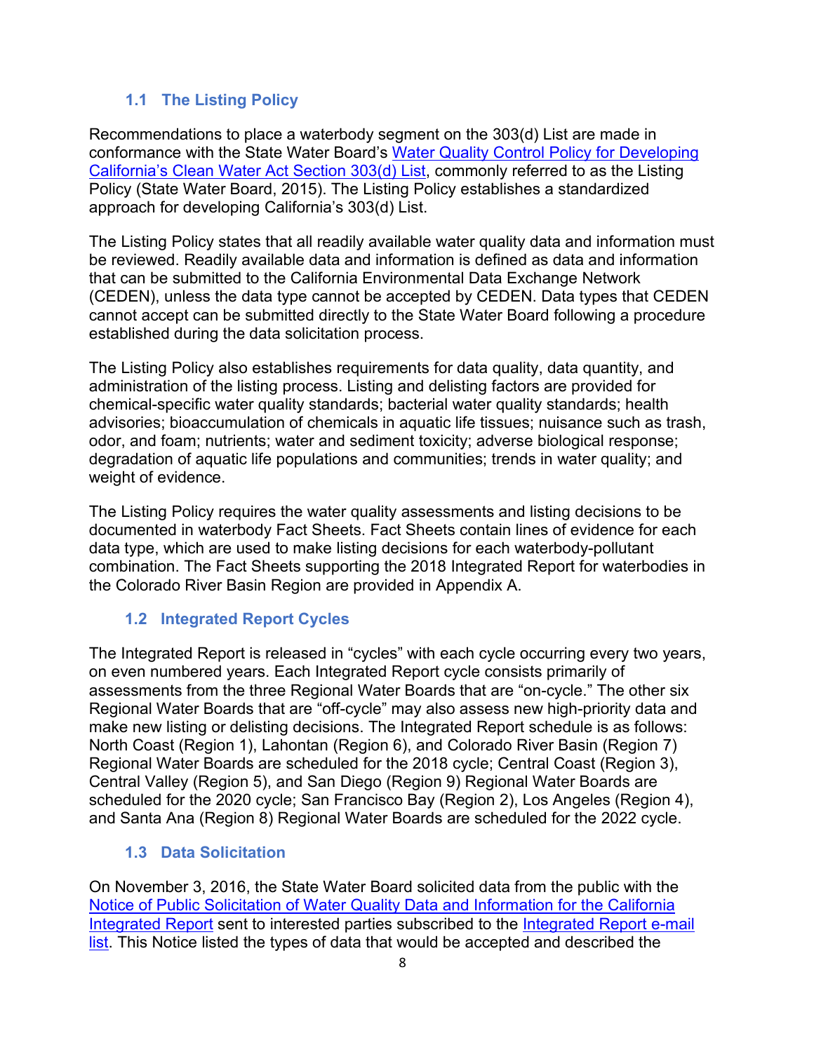### 1.1 The Listing Policy

Recommendations to place a waterbody segment on the 303(d) List are made in conformance with the State Water Board's Water Quality Control Policy for Developing California's Clean Water Act Section 303(d) List, commonly referred to as the Listing Policy (State Water Board, 2015). The Listing Policy establishes a standardized approach for developing California's 303(d) List.

The Listing Policy states that all readily available water quality data and information must be reviewed. Readily available data and information is defined as data and information that can be submitted to the California Environmental Data Exchange Network (CEDEN), unless the data type cannot be accepted by CEDEN. Data types that CEDEN cannot accept can be submitted directly to the State Water Board following a procedure established during the data solicitation process.

The Listing Policy also establishes requirements for data quality, data quantity, and administration of the listing process. Listing and delisting factors are provided for chemical-specific water quality standards; bacterial water quality standards; health advisories; bioaccumulation of chemicals in aquatic life tissues; nuisance such as trash, odor, and foam; nutrients; water and sediment toxicity; adverse biological response; degradation of aquatic life populations and communities; trends in water quality; and weight of evidence.

The Listing Policy requires the water quality assessments and listing decisions to be documented in waterbody Fact Sheets. Fact Sheets contain lines of evidence for each data type, which are used to make listing decisions for each waterbody-pollutant combination. The Fact Sheets supporting the 2018 Integrated Report for waterbodies in the Colorado River Basin Region are provided in Appendix A.

### 1.2 Integrated Report Cycles

The Integrated Report is released in "cycles" with each cycle occurring every two years, on even numbered years. Each Integrated Report cycle consists primarily of assessments from the three Regional Water Boards that are "on-cycle." The other six Regional Water Boards that are "off-cycle" may also assess new high-priority data and make new listing or delisting decisions. The Integrated Report schedule is as follows: North Coast (Region 1), Lahontan (Region 6), and Colorado River Basin (Region 7) Regional Water Boards are scheduled for the 2018 cycle; Central Coast (Region 3), Central Valley (Region 5), and San Diego (Region 9) Regional Water Boards are scheduled for the 2020 cycle; San Francisco Bay (Region 2), Los Angeles (Region 4), and Santa Ana (Region 8) Regional Water Boards are scheduled for the 2022 cycle.

### 1.3 Data Solicitation

On November 3, 2016, the State Water Board solicited data from the public with the Notice of Public Solicitation of Water Quality Data and Information for the California Integrated Report sent to interested parties subscribed to the Integrated Report e-mail list. This Notice listed the types of data that would be accepted and described the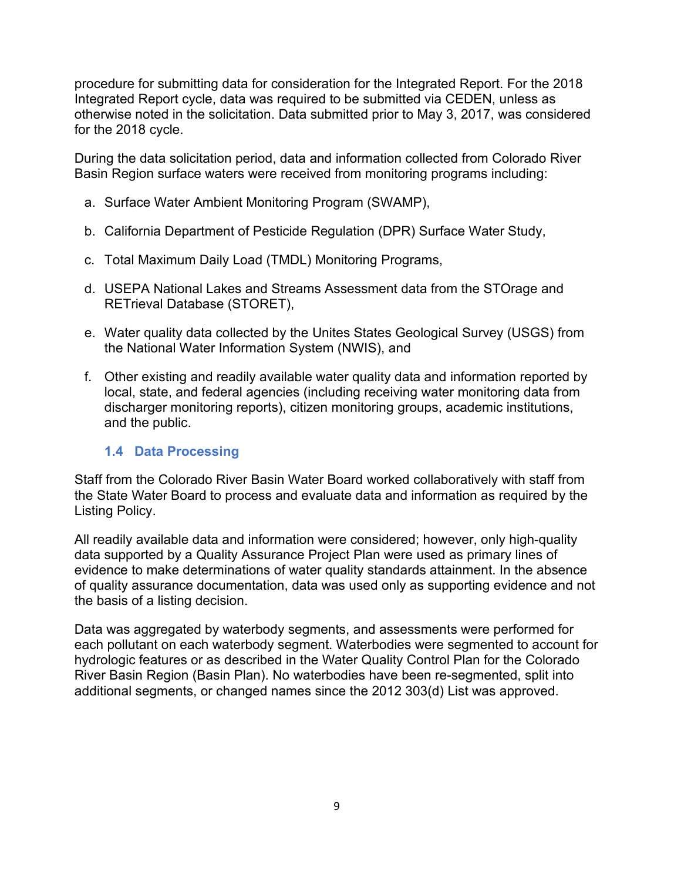procedure for submitting data for consideration for the Integrated Report. For the 2018 Integrated Report cycle, data was required to be submitted via CEDEN, unless as otherwise noted in the solicitation. Data submitted prior to May 3, 2017, was considered for the 2018 cycle.

During the data solicitation period, data and information collected from Colorado River Basin Region surface waters were received from monitoring programs including:

a. Surface Water Ambient Monitoring Program (SWAMP),

b. California Department of Pesticide Regulation (DPR) Surface Water Study,

c. Total Maximum Daily Load (TMDL) Monitoring Programs,

d. USEPA National Lakes and Streams Assessment data from the STOrage and RETrieval Database (STORET),

e. Water quality data collected by the Unites States Geological Survey (USGS) from the National Water Information System (NWIS), and

f. Other existing and readily available water quality data and information reported by local, state, and federal agencies (including receiving water monitoring data from discharger monitoring reports), citizen monitoring groups, academic institutions, and the public.

### 1.4 Data Processing

Staff from the Colorado River Basin Water Board worked collaboratively with staff from the State Water Board to process and evaluate data and information as required by the Listing Policy.

All readily available data and information were considered; however, only high-quality data supported by a Quality Assurance Project Plan were used as primary lines of evidence to make determinations of water quality standards attainment. In the absence of quality assurance documentation, data was used only as supporting evidence and not the basis of a listing decision.

Data was aggregated by waterbody segments, and assessments were performed for each pollutant on each waterbody segment. Waterbodies were segmented to account for hydrologic features or as described in the Water Quality Control Plan for the Colorado River Basin Region (Basin Plan). No waterbodies have been re-segmented, split into additional segments, or changed names since the 2012 303(d) List was approved.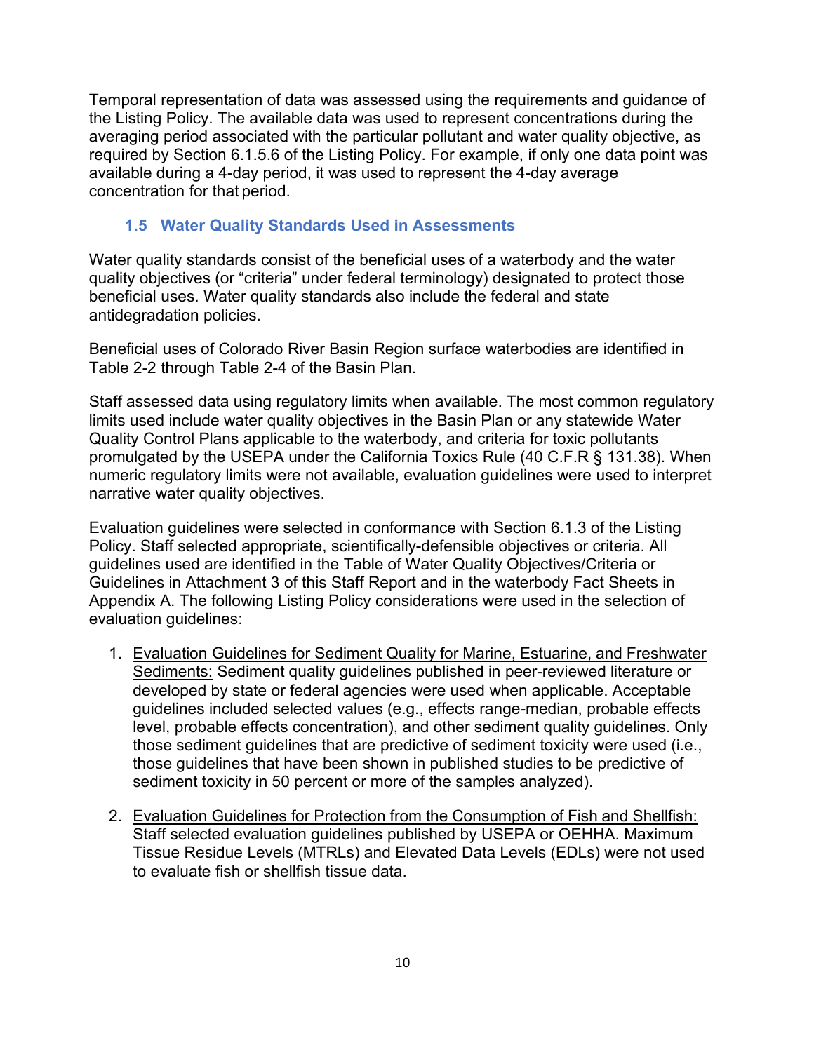Temporal representation of data was assessed using the requirements and guidance of the Listing Policy. The available data was used to represent concentrations during the averaging period associated with the particular pollutant and water quality objective, as required by Section 6.1.5.6 of the Listing Policy. For example, if only one data point was available during a 4-day period, it was used to represent the 4-day average concentration for that period.

## 1.5 Water Quality Standards Used in Assessments

Water quality standards consist of the beneficial uses of a waterbody and the water quality objectives (or “criteria” under federal terminology) designated to protect those beneficial uses. Water quality standards also include the federal and state antidegradation policies.

Beneficial uses of Colorado River Basin Region surface waterbodies are identified in Table 2-2 through Table 2-4 of the Basin Plan.

Staff assessed data using regulatory limits when available. The most common regulatory limits used include water quality objectives in the Basin Plan or any statewide Water Quality Control Plans applicable to the waterbody, and criteria for toxic pollutants promulgated by the USEPA under the California Toxics Rule (40 C.F.R § 131.38). When numeric regulatory limits were not available, evaluation guidelines were used to interpret narrative water quality objectives.

Evaluation guidelines were selected in conformance with Section 6.1.3 of the Listing Policy. Staff selected appropriate, scientifically-defensible objectives or criteria. All guidelines used are identified in the Table of Water Quality Objectives/Criteria or Guidelines in Attachment 3 of this Staff Report and in the waterbody Fact Sheets in Appendix A. The following Listing Policy considerations were used in the selection of evaluation guidelines:

1. <u>Evaluation Guidelines for Sediment Quality for Marine, Estuarine, and Freshwater Sediments:</u> Sediment quality guidelines published in peer-reviewed literature or developed by state or federal agencies were used when applicable. Acceptable guidelines included selected values (e.g., effects range-median, probable effects level, probable effects concentration), and other sediment quality guidelines. Only those sediment guidelines that are predictive of sediment toxicity were used (i.e., those guidelines that have been shown in published studies to be predictive of sediment toxicity in 50 percent or more of the samples analyzed).

2. <u>Evaluation Guidelines for Protection from the Consumption of Fish and Shellfish:</u> Staff selected evaluation guidelines published by USEPA or OEHHA. Maximum Tissue Residue Levels (MTRLs) and Elevated Data Levels (EDLs) were not used to evaluate fish or shellfish tissue data.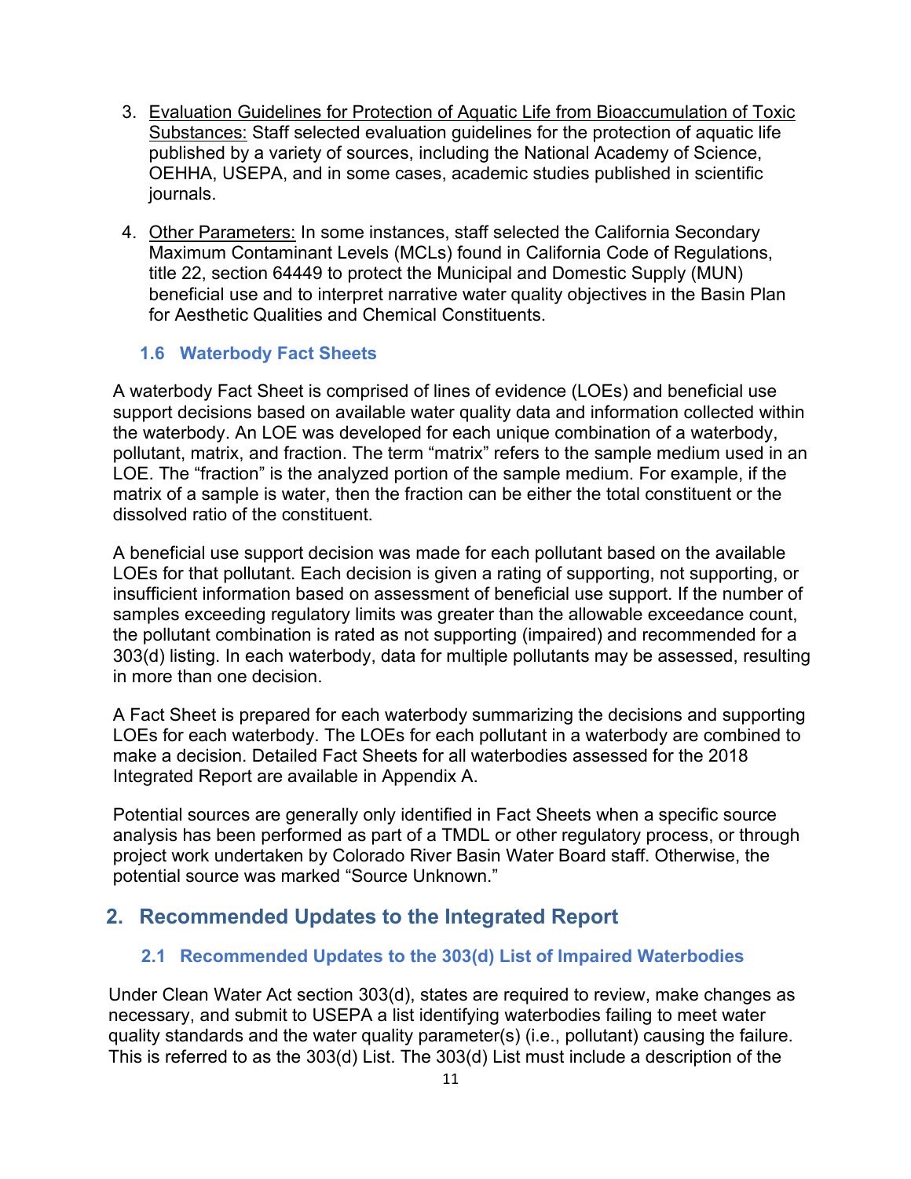3. <u>Evaluation Guidelines for Protection of Aquatic Life from Bioaccumulation of Toxic Substances:</u> Staff selected evaluation guidelines for the protection of aquatic life published by a variety of sources, including the National Academy of Science, OEHHA, USEPA, and in some cases, academic studies published in scientific journals.

4. <u>Other Parameters:</u> In some instances, staff selected the California Secondary Maximum Contaminant Levels (MCLs) found in California Code of Regulations, title 22, section 64449 to protect the Municipal and Domestic Supply (MUN) beneficial use and to interpret narrative water quality objectives in the Basin Plan for Aesthetic Qualities and Chemical Constituents.

### 1.6 Waterbody Fact Sheets

A waterbody Fact Sheet is comprised of lines of evidence (LOEs) and beneficial use support decisions based on available water quality data and information collected within the waterbody. An LOE was developed for each unique combination of a waterbody, pollutant, matrix, and fraction. The term "matrix" refers to the sample medium used in an LOE. The "fraction" is the analyzed portion of the sample medium. For example, if the matrix of a sample is water, then the fraction can be either the total constituent or the dissolved ratio of the constituent.

A beneficial use support decision was made for each pollutant based on the available LOEs for that pollutant. Each decision is given a rating of supporting, not supporting, or insufficient information based on assessment of beneficial use support. If the number of samples exceeding regulatory limits was greater than the allowable exceedance count, the pollutant combination is rated as not supporting (impaired) and recommended for a 303(d) listing. In each waterbody, data for multiple pollutants may be assessed, resulting in more than one decision.

A Fact Sheet is prepared for each waterbody summarizing the decisions and supporting LOEs for each waterbody. The LOEs for each pollutant in a waterbody are combined to make a decision. Detailed Fact Sheets for all waterbodies assessed for the 2018 Integrated Report are available in Appendix A.

Potential sources are generally only identified in Fact Sheets when a specific source analysis has been performed as part of a TMDL or other regulatory process, or through project work undertaken by Colorado River Basin Water Board staff. Otherwise, the potential source was marked "Source Unknown."

## 2. Recommended Updates to the Integrated Report

### 2.1 Recommended Updates to the 303(d) List of Impaired Waterbodies

Under Clean Water Act section 303(d), states are required to review, make changes as necessary, and submit to USEPA a list identifying waterbodies failing to meet water quality standards and the water quality parameter(s) (i.e., pollutant) causing the failure. This is referred to as the 303(d) List. The 303(d) List must include a description of the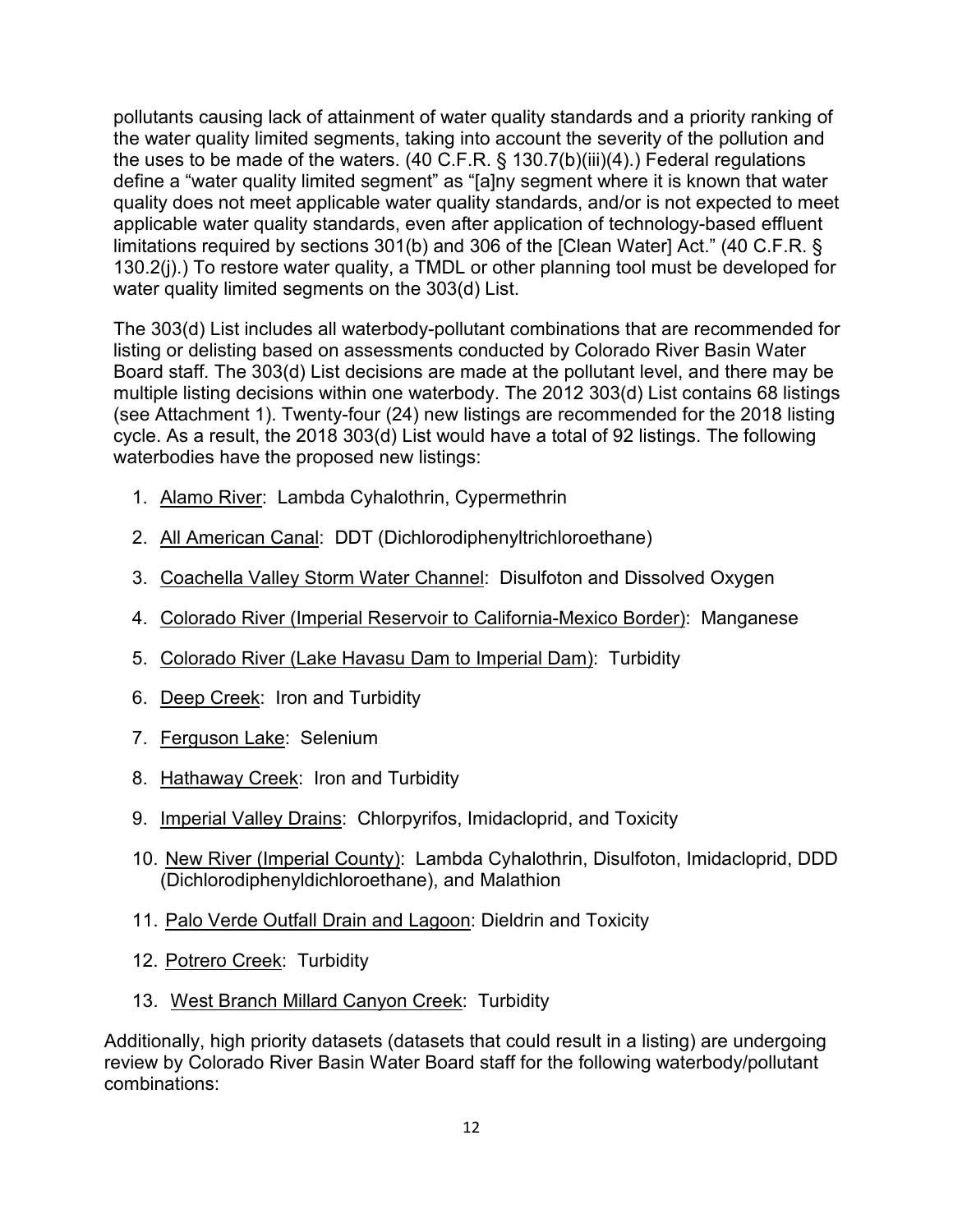pollutants causing lack of attainment of water quality standards and a priority ranking of the water quality limited segments, taking into account the severity of the pollution and the uses to be made of the waters. (40 C.F.R. § 130.7(b)(iii)(4).) Federal regulations define a "water quality limited segment" as "[a]ny segment where it is known that water quality does not meet applicable water quality standards, and/or is not expected to meet applicable water quality standards, even after application of technology-based effluent limitations required by sections 301(b) and 306 of the [Clean Water] Act." (40 C.F.R. § 130.2(j).) To restore water quality, a TMDL or other planning tool must be developed for water quality limited segments on the 303(d) List.

The 303(d) List includes all waterbody-pollutant combinations that are recommended for listing or delisting based on assessments conducted by Colorado River Basin Water Board staff. The 303(d) List decisions are made at the pollutant level, and there may be multiple listing decisions within one waterbody. The 2012 303(d) List contains 68 listings (see Attachment 1). Twenty-four (24) new listings are recommended for the 2018 listing cycle. As a result, the 2018 303(d) List would have a total of 92 listings. The following waterbodies have the proposed new listings:

1. <u>Alamo River</u>: Lambda Cyhalothrin, Cypermethrin
2. <u>All American Canal</u>: DDT (Dichlorodiphenyltrichloroethane)
3. <u>Coachella Valley Storm Water Channel</u>: Disulfoton and Dissolved Oxygen
4. <u>Colorado River (Imperial Reservoir to California-Mexico Border)</u>: Manganese
5. <u>Colorado River (Lake Havasu Dam to Imperial Dam)</u>: Turbidity
6. <u>Deep Creek</u>: Iron and Turbidity
7. <u>Ferguson Lake</u>: Selenium
8. <u>Hathaway Creek</u>: Iron and Turbidity
9. <u>Imperial Valley Drains</u>: Chlorpyrifos, Imidacloprid, and Toxicity
10. <u>New River (Imperial County)</u>: Lambda Cyhalothrin, Disulfoton, Imidacloprid, DDD (Dichlorodiphenyldichloroethane), and Malathion
11. <u>Palo Verde Outfall Drain and Lagoon</u>: Dieldrin and Toxicity
12. <u>Potrero Creek</u>: Turbidity
13. <u>West Branch Millard Canyon Creek</u>: Turbidity

Additionally, high priority datasets (datasets that could result in a listing) are undergoing review by Colorado River Basin Water Board staff for the following waterbody/pollutant combinations: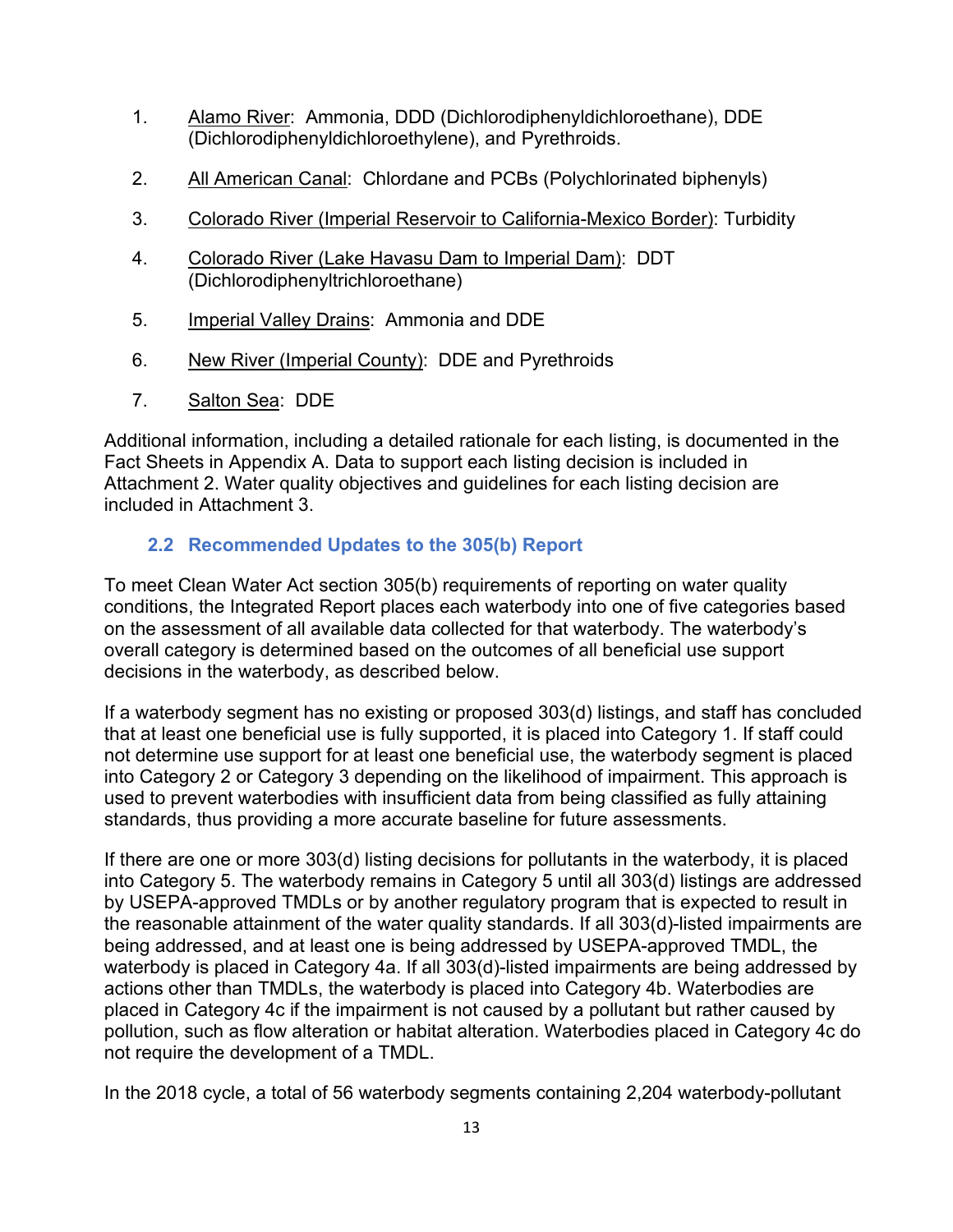1. <u>Alamo River</u>: Ammonia, DDD (Dichlorodiphenyldichloroethane), DDE (Dichlorodiphenyldichloroethylene), and Pyrethroids.

2. <u>All American Canal</u>: Chlordane and PCBs (Polychlorinated biphenyls)

3. <u>Colorado River (Imperial Reservoir to California-Mexico Border)</u>: Turbidity

4. <u>Colorado River (Lake Havasu Dam to Imperial Dam)</u>: DDT (Dichlorodiphenyltrichloroethane)

5. <u>Imperial Valley Drains</u>: Ammonia and DDE

6. <u>New River (Imperial County)</u>: DDE and Pyrethroids

7. <u>Salton Sea</u>: DDE

Additional information, including a detailed rationale for each listing, is documented in the Fact Sheets in Appendix A. Data to support each listing decision is included in Attachment 2. Water quality objectives and guidelines for each listing decision are included in Attachment 3.

### 2.2 Recommended Updates to the 305(b) Report

To meet Clean Water Act section 305(b) requirements of reporting on water quality conditions, the Integrated Report places each waterbody into one of five categories based on the assessment of all available data collected for that waterbody. The waterbody's overall category is determined based on the outcomes of all beneficial use support decisions in the waterbody, as described below.

If a waterbody segment has no existing or proposed 303(d) listings, and staff has concluded that at least one beneficial use is fully supported, it is placed into Category 1. If staff could not determine use support for at least one beneficial use, the waterbody segment is placed into Category 2 or Category 3 depending on the likelihood of impairment. This approach is used to prevent waterbodies with insufficient data from being classified as fully attaining standards, thus providing a more accurate baseline for future assessments.

If there are one or more 303(d) listing decisions for pollutants in the waterbody, it is placed into Category 5. The waterbody remains in Category 5 until all 303(d) listings are addressed by USEPA-approved TMDLs or by another regulatory program that is expected to result in the reasonable attainment of the water quality standards. If all 303(d)-listed impairments are being addressed, and at least one is being addressed by USEPA-approved TMDL, the waterbody is placed in Category 4a. If all 303(d)-listed impairments are being addressed by actions other than TMDLs, the waterbody is placed into Category 4b. Waterbodies are placed in Category 4c if the impairment is not caused by a pollutant but rather caused by pollution, such as flow alteration or habitat alteration. Waterbodies placed in Category 4c do not require the development of a TMDL.

In the 2018 cycle, a total of 56 waterbody segments containing 2,204 waterbody-pollutant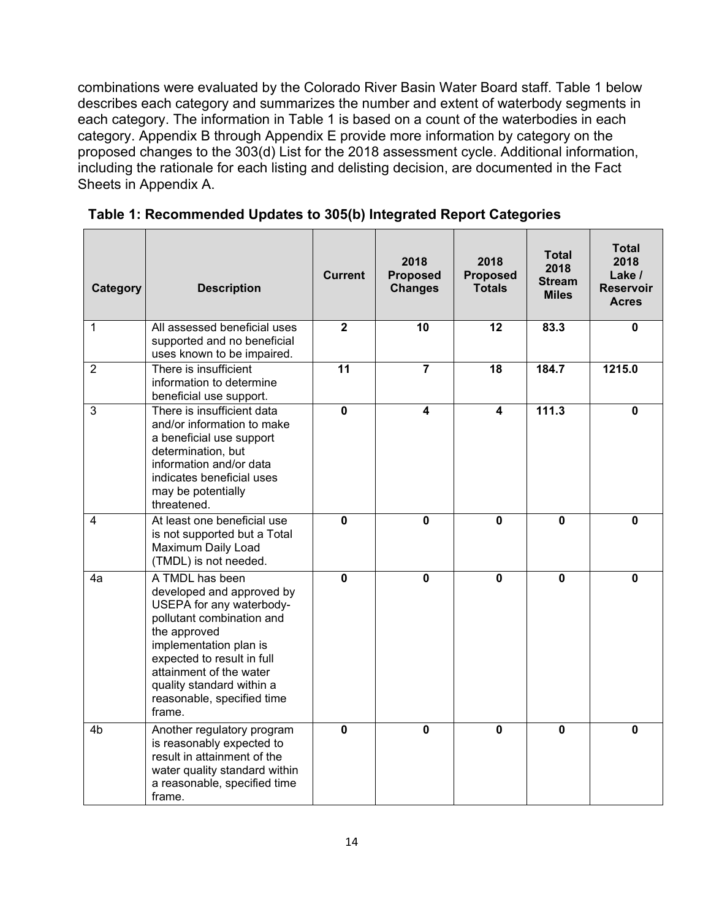combinations were evaluated by the Colorado River Basin Water Board staff. Table 1 below describes each category and summarizes the number and extent of waterbody segments in each category. The information in Table 1 is based on a count of the waterbodies in each category. Appendix B through Appendix E provide more information by category on the proposed changes to the 303(d) List for the 2018 assessment cycle. Additional information, including the rationale for each listing and delisting decision, are documented in the Fact Sheets in Appendix A.

**Table 1: Recommended Updates to 305(b) Integrated Report Categories**

| Category | Description | Current | 2018 Proposed Changes | 2018 Proposed Totals | Total 2018 Stream Miles | Total 2018 Lake / Reservoir Acres |
|---|---|---|---|---|---|---|
| 1 | All assessed beneficial uses supported and no beneficial uses known to be impaired. | **2** | **10** | **12** | **83.3** | **0** |
| 2 | There is insufficient information to determine beneficial use support. | **11** | **7** | **18** | **184.7** | **1215.0** |
| 3 | There is insufficient data and/or information to make a beneficial use support determination, but information and/or data indicates beneficial uses may be potentially threatened. | **0** | **4** | **4** | **111.3** | **0** |
| 4 | At least one beneficial use is not supported but a Total Maximum Daily Load (TMDL) is not needed. | **0** | **0** | **0** | **0** | **0** |
| 4a | A TMDL has been developed and approved by USEPA for any waterbody-pollutant combination and the approved implementation plan is expected to result in full attainment of the water quality standard within a reasonable, specified time frame. | **0** | **0** | **0** | **0** | **0** |
| 4b | Another regulatory program is reasonably expected to result in attainment of the water quality standard within a reasonable, specified time frame. | **0** | **0** | **0** | **0** | **0** |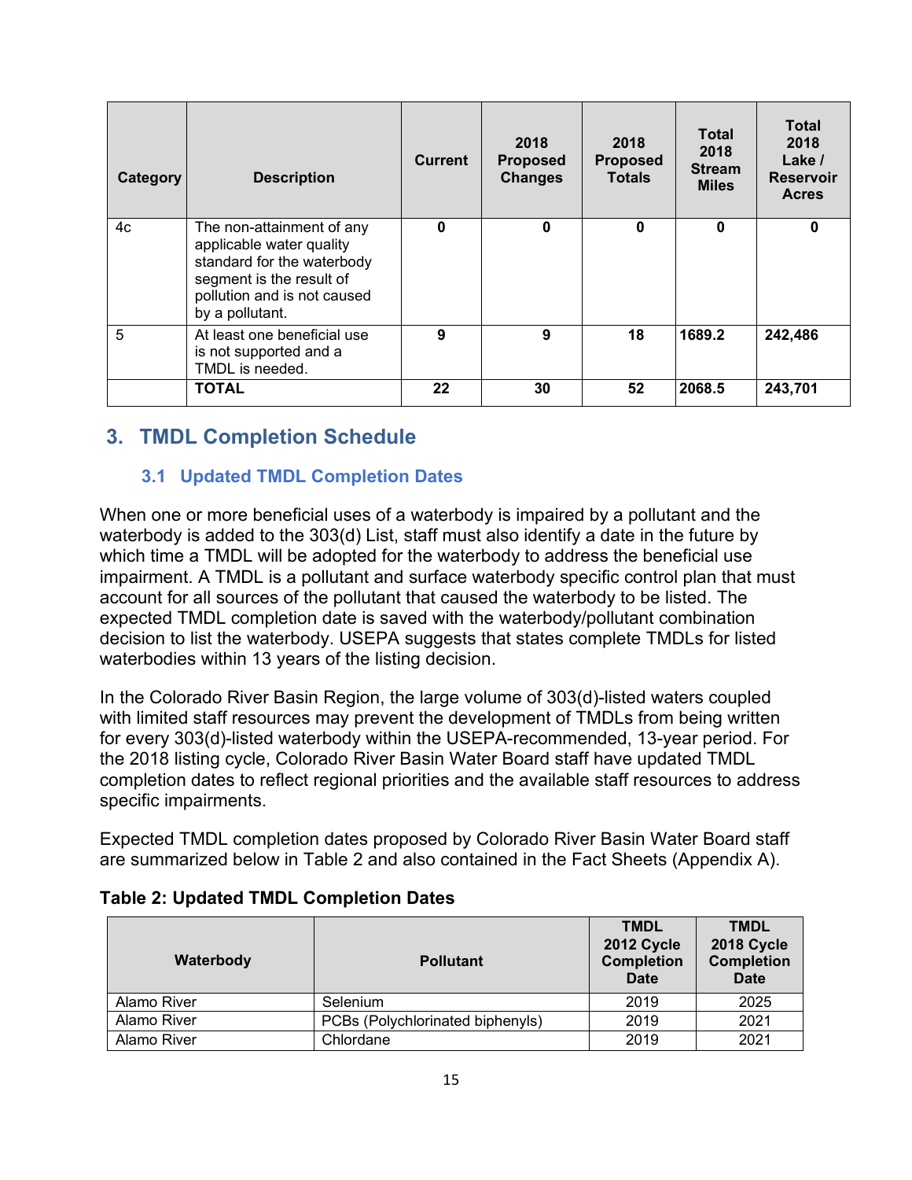| Category | Description | Current | 2018 Proposed Changes | 2018 Proposed Totals | Total 2018 Stream Miles | Total 2018 Lake / Reservoir Acres |
|---|---|---|---|---|---|---|
| 4c | The non-attainment of any applicable water quality standard for the waterbody segment is the result of pollution and is not caused by a pollutant. | 0 | 0 | 0 | 0 | 0 |
| 5 | At least one beneficial use is not supported and a TMDL is needed. | 9 | 9 | 18 | 1689.2 | 242,486 |
| | **TOTAL** | 22 | 30 | 52 | 2068.5 | 243,701 |

## 3. TMDL Completion Schedule

### 3.1 Updated TMDL Completion Dates

When one or more beneficial uses of a waterbody is impaired by a pollutant and the waterbody is added to the 303(d) List, staff must also identify a date in the future by which time a TMDL will be adopted for the waterbody to address the beneficial use impairment. A TMDL is a pollutant and surface waterbody specific control plan that must account for all sources of the pollutant that caused the waterbody to be listed. The expected TMDL completion date is saved with the waterbody/pollutant combination decision to list the waterbody. USEPA suggests that states complete TMDLs for listed waterbodies within 13 years of the listing decision.

In the Colorado River Basin Region, the large volume of 303(d)-listed waters coupled with limited staff resources may prevent the development of TMDLs from being written for every 303(d)-listed waterbody within the USEPA-recommended, 13-year period. For the 2018 listing cycle, Colorado River Basin Water Board staff have updated TMDL completion dates to reflect regional priorities and the available staff resources to address specific impairments.

Expected TMDL completion dates proposed by Colorado River Basin Water Board staff are summarized below in Table 2 and also contained in the Fact Sheets (Appendix A).

**Table 2: Updated TMDL Completion Dates**

| Waterbody | Pollutant | TMDL 2012 Cycle Completion Date | TMDL 2018 Cycle Completion Date |
|---|---|---|---|
| Alamo River | Selenium | 2019 | 2025 |
| Alamo River | PCBs (Polychlorinated biphenyls) | 2019 | 2021 |
| Alamo River | Chlordane | 2019 | 2021 |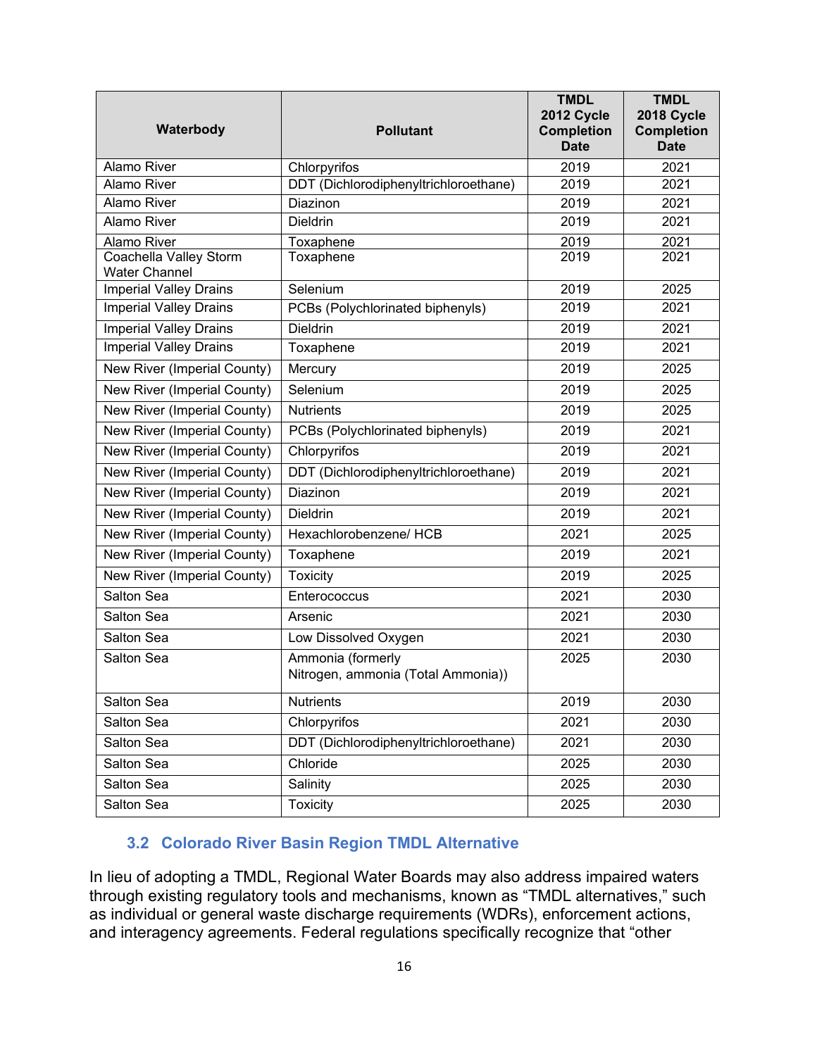| Waterbody | Pollutant | TMDL 2012 Cycle Completion Date | TMDL 2018 Cycle Completion Date |
|---|---|---|---|
| Alamo River | Chlorpyrifos | 2019 | 2021 |
| Alamo River | DDT (Dichlorodiphenyltrichloroethane) | 2019 | 2021 |
| Alamo River | Diazinon | 2019 | 2021 |
| Alamo River | Dieldrin | 2019 | 2021 |
| Alamo River | Toxaphene | 2019 | 2021 |
| Coachella Valley Storm Water Channel | Toxaphene | 2019 | 2021 |
| Imperial Valley Drains | Selenium | 2019 | 2025 |
| Imperial Valley Drains | PCBs (Polychlorinated biphenyls) | 2019 | 2021 |
| Imperial Valley Drains | Dieldrin | 2019 | 2021 |
| Imperial Valley Drains | Toxaphene | 2019 | 2021 |
| New River (Imperial County) | Mercury | 2019 | 2025 |
| New River (Imperial County) | Selenium | 2019 | 2025 |
| New River (Imperial County) | Nutrients | 2019 | 2025 |
| New River (Imperial County) | PCBs (Polychlorinated biphenyls) | 2019 | 2021 |
| New River (Imperial County) | Chlorpyrifos | 2019 | 2021 |
| New River (Imperial County) | DDT (Dichlorodiphenyltrichloroethane) | 2019 | 2021 |
| New River (Imperial County) | Diazinon | 2019 | 2021 |
| New River (Imperial County) | Dieldrin | 2019 | 2021 |
| New River (Imperial County) | Hexachlorobenzene/ HCB | 2021 | 2025 |
| New River (Imperial County) | Toxaphene | 2019 | 2021 |
| New River (Imperial County) | Toxicity | 2019 | 2025 |
| Salton Sea | Enterococcus | 2021 | 2030 |
| Salton Sea | Arsenic | 2021 | 2030 |
| Salton Sea | Low Dissolved Oxygen | 2021 | 2030 |
| Salton Sea | Ammonia (formerly Nitrogen, ammonia (Total Ammonia)) | 2025 | 2030 |
| Salton Sea | Nutrients | 2019 | 2030 |
| Salton Sea | Chlorpyrifos | 2021 | 2030 |
| Salton Sea | DDT (Dichlorodiphenyltrichloroethane) | 2021 | 2030 |
| Salton Sea | Chloride | 2025 | 2030 |
| Salton Sea | Salinity | 2025 | 2030 |
| Salton Sea | Toxicity | 2025 | 2030 |

### 3.2 Colorado River Basin Region TMDL Alternative

In lieu of adopting a TMDL, Regional Water Boards may also address impaired waters through existing regulatory tools and mechanisms, known as "TMDL alternatives," such as individual or general waste discharge requirements (WDRs), enforcement actions, and interagency agreements. Federal regulations specifically recognize that "other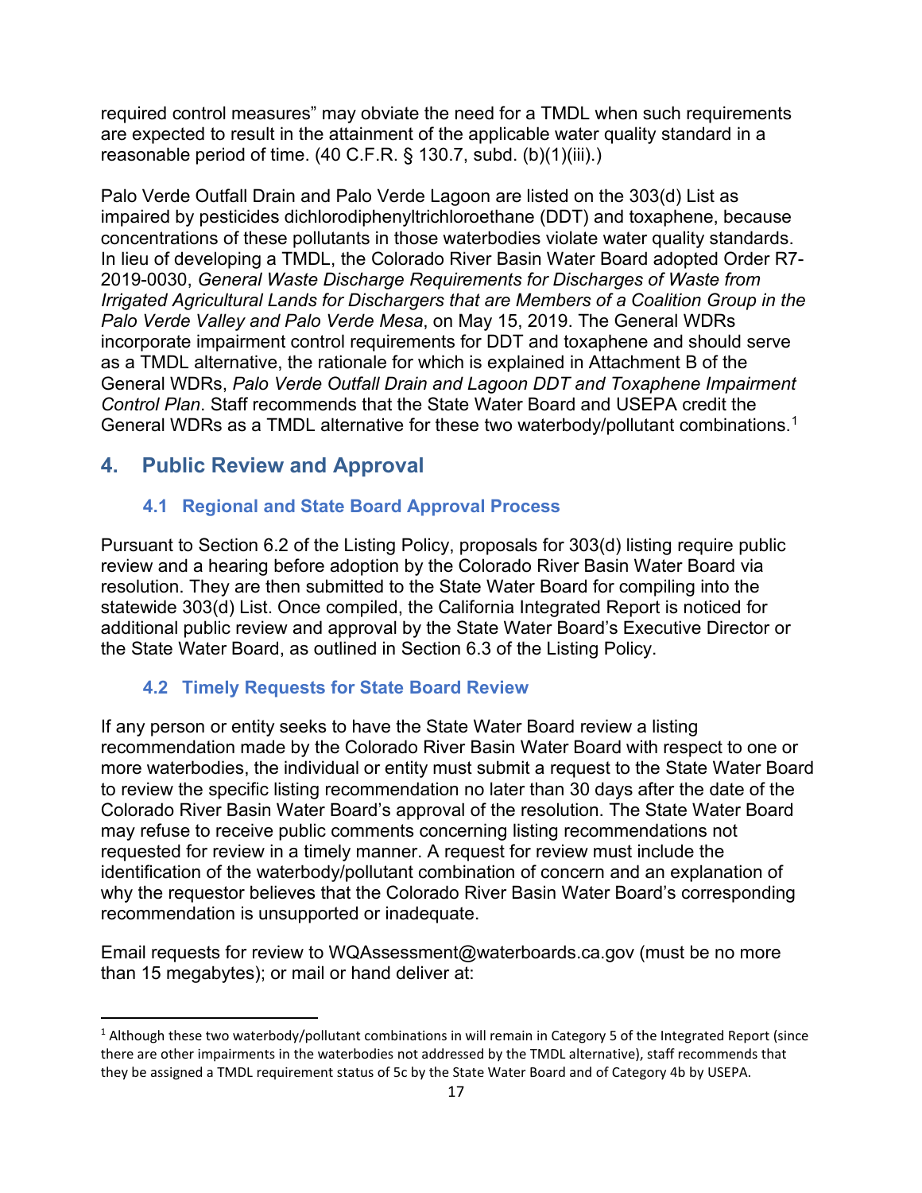required control measures" may obviate the need for a TMDL when such requirements are expected to result in the attainment of the applicable water quality standard in a reasonable period of time. (40 C.F.R. § 130.7, subd. (b)(1)(iii).)

Palo Verde Outfall Drain and Palo Verde Lagoon are listed on the 303(d) List as impaired by pesticides dichlorodiphenyltrichloroethane (DDT) and toxaphene, because concentrations of these pollutants in those waterbodies violate water quality standards. In lieu of developing a TMDL, the Colorado River Basin Water Board adopted Order R7-2019-0030, *General Waste Discharge Requirements for Discharges of Waste from Irrigated Agricultural Lands for Dischargers that are Members of a Coalition Group in the Palo Verde Valley and Palo Verde Mesa*, on May 15, 2019. The General WDRs incorporate impairment control requirements for DDT and toxaphene and should serve as a TMDL alternative, the rationale for which is explained in Attachment B of the General WDRs, *Palo Verde Outfall Drain and Lagoon DDT and Toxaphene Impairment Control Plan*. Staff recommends that the State Water Board and USEPA credit the General WDRs as a TMDL alternative for these two waterbody/pollutant combinations.[1]

## 4. Public Review and Approval

### 4.1 Regional and State Board Approval Process

Pursuant to Section 6.2 of the Listing Policy, proposals for 303(d) listing require public review and a hearing before adoption by the Colorado River Basin Water Board via resolution. They are then submitted to the State Water Board for compiling into the statewide 303(d) List. Once compiled, the California Integrated Report is noticed for additional public review and approval by the State Water Board's Executive Director or the State Water Board, as outlined in Section 6.3 of the Listing Policy.

### 4.2 Timely Requests for State Board Review

If any person or entity seeks to have the State Water Board review a listing recommendation made by the Colorado River Basin Water Board with respect to one or more waterbodies, the individual or entity must submit a request to the State Water Board to review the specific listing recommendation no later than 30 days after the date of the Colorado River Basin Water Board's approval of the resolution. The State Water Board may refuse to receive public comments concerning listing recommendations not requested for review in a timely manner. A request for review must include the identification of the waterbody/pollutant combination of concern and an explanation of why the requestor believes that the Colorado River Basin Water Board's corresponding recommendation is unsupported or inadequate.

Email requests for review to WQAssessment@waterboards.ca.gov (must be no more than 15 megabytes); or mail or hand deliver at:

---

[1] Although these two waterbody/pollutant combinations in will remain in Category 5 of the Integrated Report (since there are other impairments in the waterbodies not addressed by the TMDL alternative), staff recommends that they be assigned a TMDL requirement status of 5c by the State Water Board and of Category 4b by USEPA.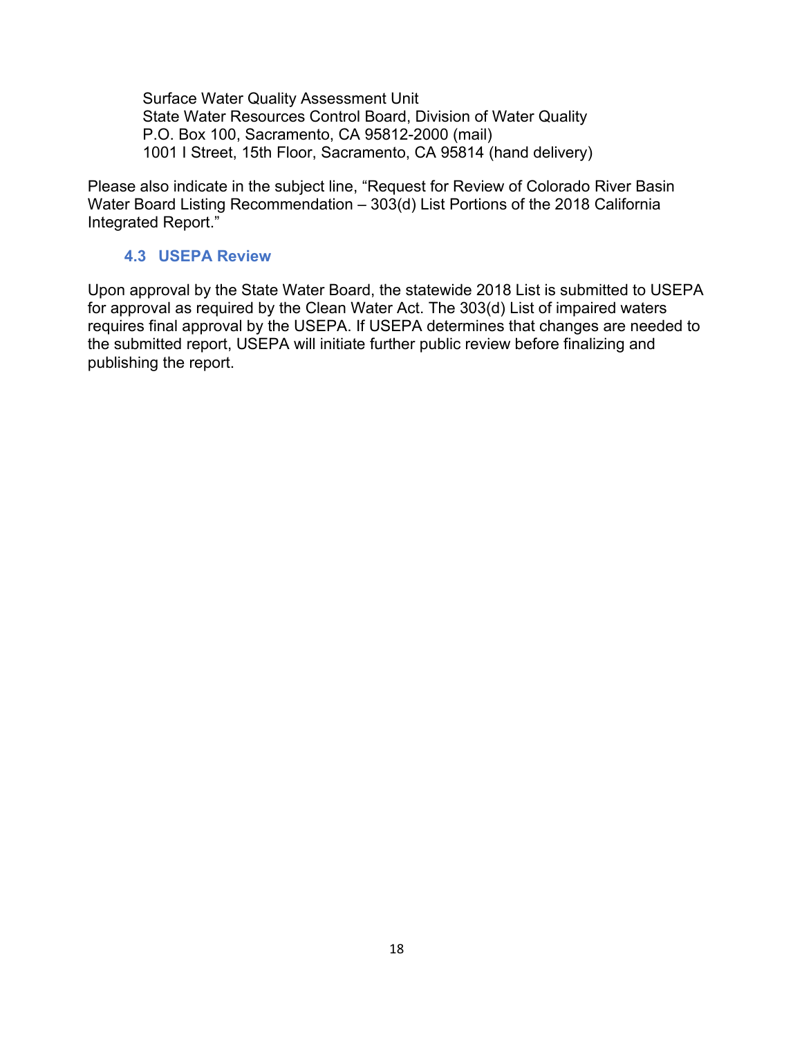Surface Water Quality Assessment Unit  
State Water Resources Control Board, Division of Water Quality  
P.O. Box 100, Sacramento, CA 95812-2000 (mail)  
1001 I Street, 15th Floor, Sacramento, CA 95814 (hand delivery)

Please also indicate in the subject line, "Request for Review of Colorado River Basin Water Board Listing Recommendation – 303(d) List Portions of the 2018 California Integrated Report."

### 4.3 USEPA Review

Upon approval by the State Water Board, the statewide 2018 List is submitted to USEPA for approval as required by the Clean Water Act. The 303(d) List of impaired waters requires final approval by the USEPA. If USEPA determines that changes are needed to the submitted report, USEPA will initiate further public review before finalizing and publishing the report.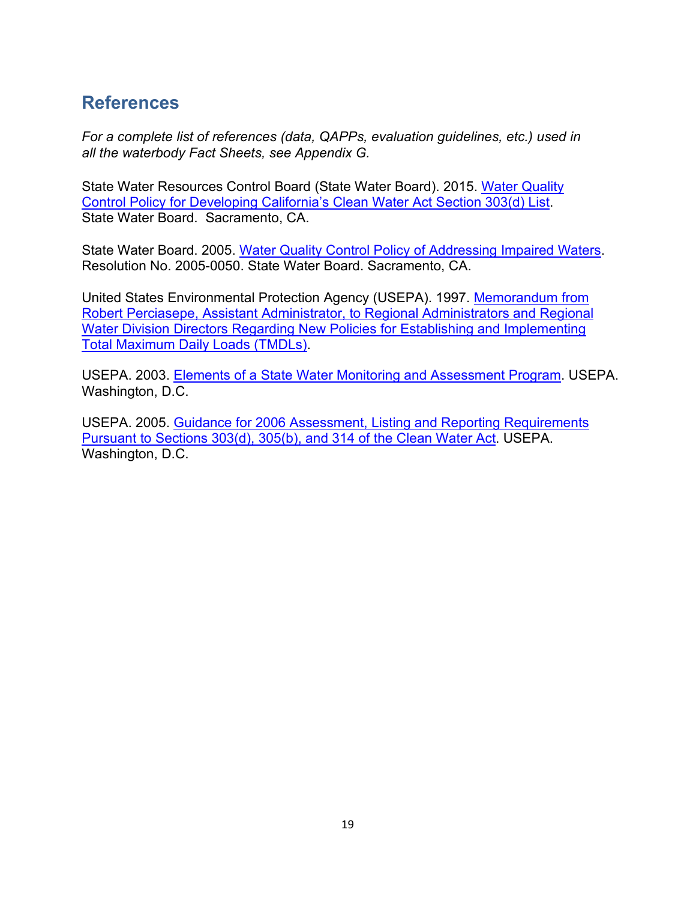## References

*For a complete list of references (data, QAPPs, evaluation guidelines, etc.) used in all the waterbody Fact Sheets, see Appendix G.*

State Water Resources Control Board (State Water Board). 2015. Water Quality Control Policy for Developing California's Clean Water Act Section 303(d) List. State Water Board. Sacramento, CA.

State Water Board. 2005. Water Quality Control Policy of Addressing Impaired Waters. Resolution No. 2005-0050. State Water Board. Sacramento, CA.

United States Environmental Protection Agency (USEPA). 1997. Memorandum from Robert Perciasepe, Assistant Administrator, to Regional Administrators and Regional Water Division Directors Regarding New Policies for Establishing and Implementing Total Maximum Daily Loads (TMDLs).

USEPA. 2003. Elements of a State Water Monitoring and Assessment Program. USEPA. Washington, D.C.

USEPA. 2005. Guidance for 2006 Assessment, Listing and Reporting Requirements Pursuant to Sections 303(d), 305(b), and 314 of the Clean Water Act. USEPA. Washington, D.C.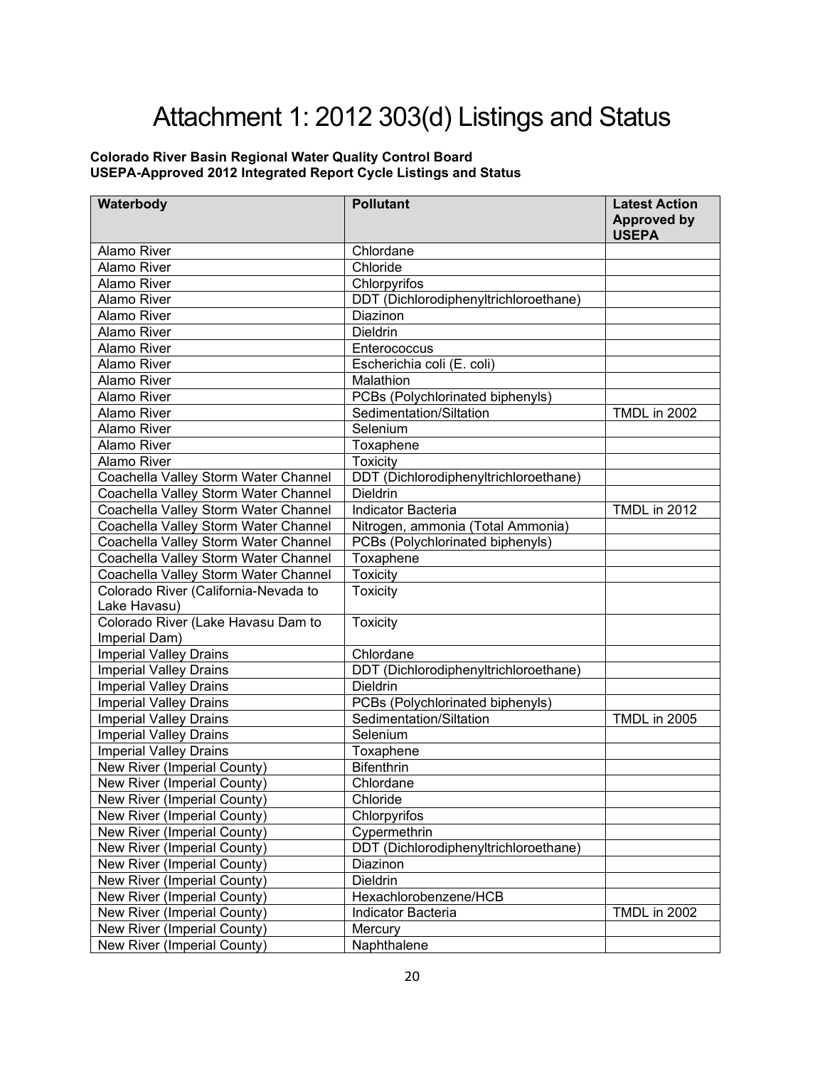# Attachment 1: 2012 303(d) Listings and Status

**Colorado River Basin Regional Water Quality Control Board**
**USEPA-Approved 2012 Integrated Report Cycle Listings and Status**

| Waterbody | Pollutant | Latest Action Approved by USEPA |
|---|---|---|
| Alamo River | Chlordane | |
| Alamo River | Chloride | |
| Alamo River | Chlorpyrifos | |
| Alamo River | DDT (Dichlorodiphenyltrichloroethane) | |
| Alamo River | Diazinon | |
| Alamo River | Dieldrin | |
| Alamo River | Enterococcus | |
| Alamo River | Escherichia coli (E. coli) | |
| Alamo River | Malathion | |
| Alamo River | PCBs (Polychlorinated biphenyls) | |
| Alamo River | Sedimentation/Siltation | TMDL in 2002 |
| Alamo River | Selenium | |
| Alamo River | Toxaphene | |
| Alamo River | Toxicity | |
| Coachella Valley Storm Water Channel | DDT (Dichlorodiphenyltrichloroethane) | |
| Coachella Valley Storm Water Channel | Dieldrin | |
| Coachella Valley Storm Water Channel | Indicator Bacteria | TMDL in 2012 |
| Coachella Valley Storm Water Channel | Nitrogen, ammonia (Total Ammonia) | |
| Coachella Valley Storm Water Channel | PCBs (Polychlorinated biphenyls) | |
| Coachella Valley Storm Water Channel | Toxaphene | |
| Coachella Valley Storm Water Channel | Toxicity | |
| Colorado River (California-Nevada to Lake Havasu) | Toxicity | |
| Colorado River (Lake Havasu Dam to Imperial Dam) | Toxicity | |
| Imperial Valley Drains | Chlordane | |
| Imperial Valley Drains | DDT (Dichlorodiphenyltrichloroethane) | |
| Imperial Valley Drains | Dieldrin | |
| Imperial Valley Drains | PCBs (Polychlorinated biphenyls) | |
| Imperial Valley Drains | Sedimentation/Siltation | TMDL in 2005 |
| Imperial Valley Drains | Selenium | |
| Imperial Valley Drains | Toxaphene | |
| New River (Imperial County) | Bifenthrin | |
| New River (Imperial County) | Chlordane | |
| New River (Imperial County) | Chloride | |
| New River (Imperial County) | Chlorpyrifos | |
| New River (Imperial County) | Cypermethrin | |
| New River (Imperial County) | DDT (Dichlorodiphenyltrichloroethane) | |
| New River (Imperial County) | Diazinon | |
| New River (Imperial County) | Dieldrin | |
| New River (Imperial County) | Hexachlorobenzene/HCB | |
| New River (Imperial County) | Indicator Bacteria | TMDL in 2002 |
| New River (Imperial County) | Mercury | |
| New River (Imperial County) | Naphthalene | |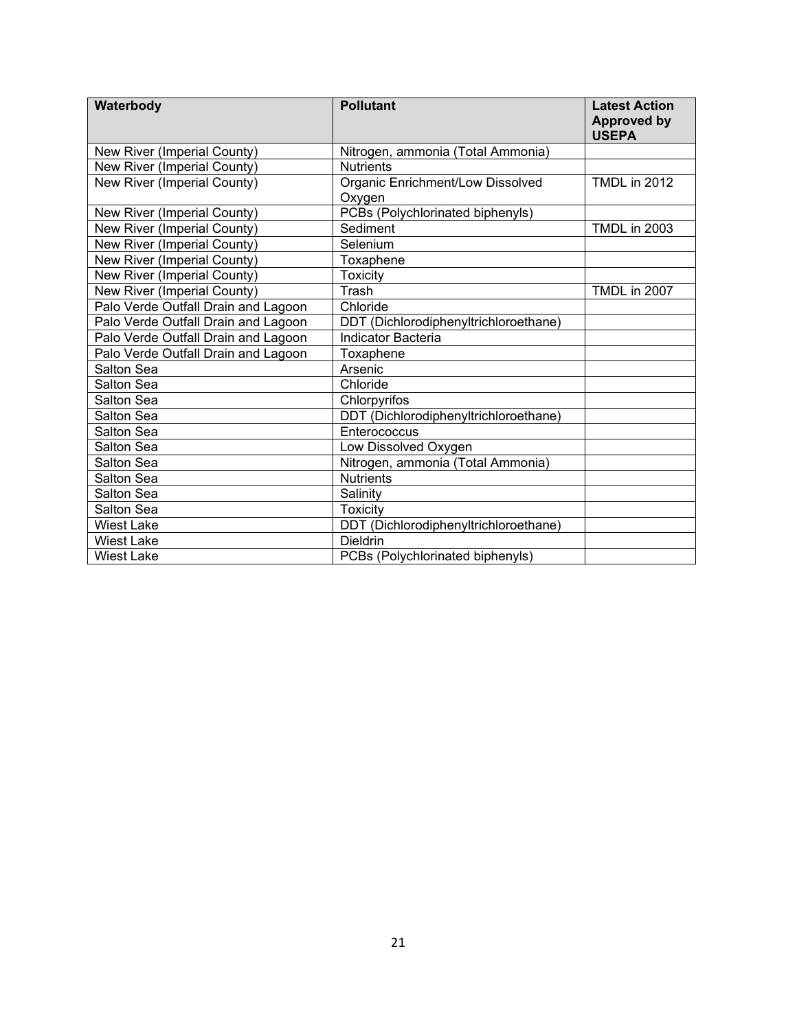| Waterbody | Pollutant | Latest Action Approved by USEPA |
| --- | --- | --- |
| New River (Imperial County) | Nitrogen, ammonia (Total Ammonia) | |
| New River (Imperial County) | Nutrients | |
| New River (Imperial County) | Organic Enrichment/Low Dissolved Oxygen | TMDL in 2012 |
| New River (Imperial County) | PCBs (Polychlorinated biphenyls) | |
| New River (Imperial County) | Sediment | TMDL in 2003 |
| New River (Imperial County) | Selenium | |
| New River (Imperial County) | Toxaphene | |
| New River (Imperial County) | Toxicity | |
| New River (Imperial County) | Trash | TMDL in 2007 |
| Palo Verde Outfall Drain and Lagoon | Chloride | |
| Palo Verde Outfall Drain and Lagoon | DDT (Dichlorodiphenyltrichloroethane) | |
| Palo Verde Outfall Drain and Lagoon | Indicator Bacteria | |
| Palo Verde Outfall Drain and Lagoon | Toxaphene | |
| Salton Sea | Arsenic | |
| Salton Sea | Chloride | |
| Salton Sea | Chlorpyrifos | |
| Salton Sea | DDT (Dichlorodiphenyltrichloroethane) | |
| Salton Sea | Enterococcus | |
| Salton Sea | Low Dissolved Oxygen | |
| Salton Sea | Nitrogen, ammonia (Total Ammonia) | |
| Salton Sea | Nutrients | |
| Salton Sea | Salinity | |
| Salton Sea | Toxicity | |
| Wiest Lake | DDT (Dichlorodiphenyltrichloroethane) | |
| Wiest Lake | Dieldrin | |
| Wiest Lake | PCBs (Polychlorinated biphenyls) | |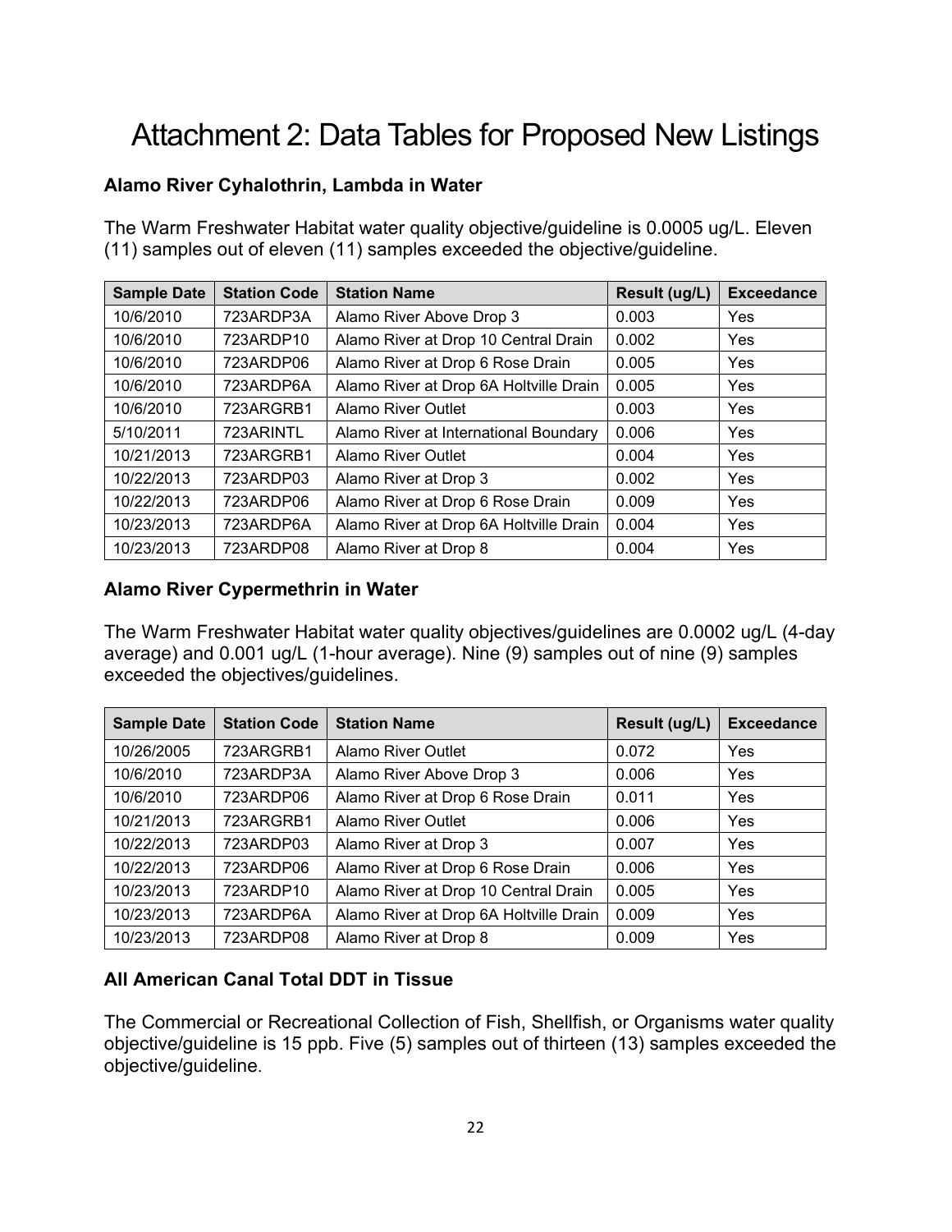# Attachment 2: Data Tables for Proposed New Listings

**Alamo River Cyhalothrin, Lambda in Water**

The Warm Freshwater Habitat water quality objective/guideline is 0.0005 ug/L. Eleven (11) samples out of eleven (11) samples exceeded the objective/guideline.

| Sample Date | Station Code | Station Name | Result (ug/L) | Exceedance |
|---|---|---|---|---|
| 10/6/2010 | 723ARDP3A | Alamo River Above Drop 3 | 0.003 | Yes |
| 10/6/2010 | 723ARDP10 | Alamo River at Drop 10 Central Drain | 0.002 | Yes |
| 10/6/2010 | 723ARDP06 | Alamo River at Drop 6 Rose Drain | 0.005 | Yes |
| 10/6/2010 | 723ARDP6A | Alamo River at Drop 6A Holtville Drain | 0.005 | Yes |
| 10/6/2010 | 723ARGRB1 | Alamo River Outlet | 0.003 | Yes |
| 5/10/2011 | 723ARINTL | Alamo River at International Boundary | 0.006 | Yes |
| 10/21/2013 | 723ARGRB1 | Alamo River Outlet | 0.004 | Yes |
| 10/22/2013 | 723ARDP03 | Alamo River at Drop 3 | 0.002 | Yes |
| 10/22/2013 | 723ARDP06 | Alamo River at Drop 6 Rose Drain | 0.009 | Yes |
| 10/23/2013 | 723ARDP6A | Alamo River at Drop 6A Holtville Drain | 0.004 | Yes |
| 10/23/2013 | 723ARDP08 | Alamo River at Drop 8 | 0.004 | Yes |

**Alamo River Cypermethrin in Water**

The Warm Freshwater Habitat water quality objectives/guidelines are 0.0002 ug/L (4-day average) and 0.001 ug/L (1-hour average). Nine (9) samples out of nine (9) samples exceeded the objectives/guidelines.

| Sample Date | Station Code | Station Name | Result (ug/L) | Exceedance |
|---|---|---|---|---|
| 10/26/2005 | 723ARGRB1 | Alamo River Outlet | 0.072 | Yes |
| 10/6/2010 | 723ARDP3A | Alamo River Above Drop 3 | 0.006 | Yes |
| 10/6/2010 | 723ARDP06 | Alamo River at Drop 6 Rose Drain | 0.011 | Yes |
| 10/21/2013 | 723ARGRB1 | Alamo River Outlet | 0.006 | Yes |
| 10/22/2013 | 723ARDP03 | Alamo River at Drop 3 | 0.007 | Yes |
| 10/22/2013 | 723ARDP06 | Alamo River at Drop 6 Rose Drain | 0.006 | Yes |
| 10/23/2013 | 723ARDP10 | Alamo River at Drop 10 Central Drain | 0.005 | Yes |
| 10/23/2013 | 723ARDP6A | Alamo River at Drop 6A Holtville Drain | 0.009 | Yes |
| 10/23/2013 | 723ARDP08 | Alamo River at Drop 8 | 0.009 | Yes |

**All American Canal Total DDT in Tissue**

The Commercial or Recreational Collection of Fish, Shellfish, or Organisms water quality objective/guideline is 15 ppb. Five (5) samples out of thirteen (13) samples exceeded the objective/guideline.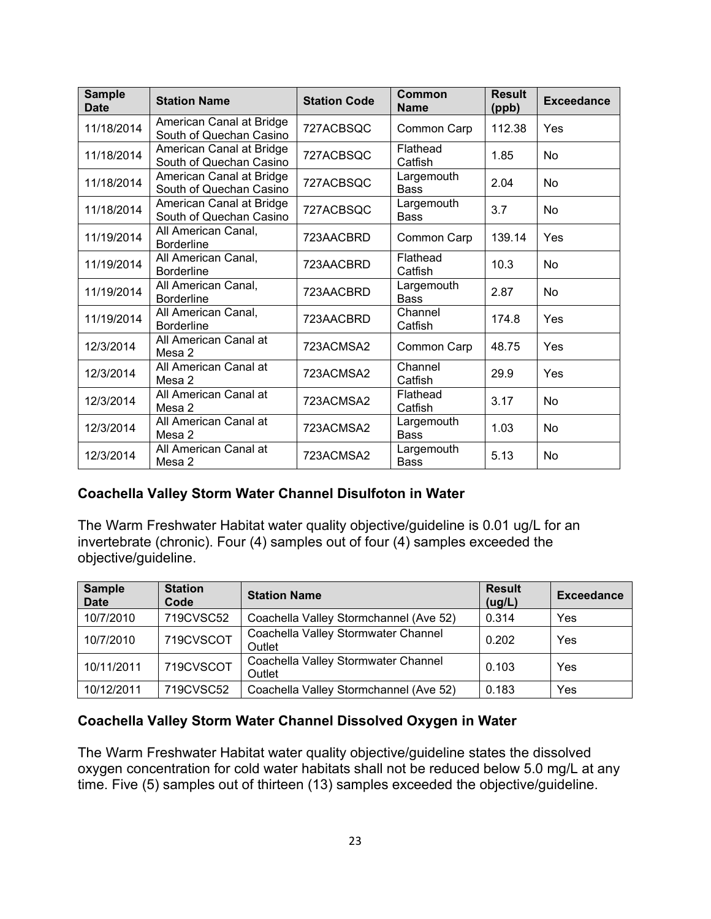| Sample Date | Station Name | Station Code | Common Name | Result (ppb) | Exceedance |
|---|---|---|---|---|---|
| 11/18/2014 | American Canal at Bridge South of Quechan Casino | 727ACBSQC | Common Carp | 112.38 | Yes |
| 11/18/2014 | American Canal at Bridge South of Quechan Casino | 727ACBSQC | Flathead Catfish | 1.85 | No |
| 11/18/2014 | American Canal at Bridge South of Quechan Casino | 727ACBSQC | Largemouth Bass | 2.04 | No |
| 11/18/2014 | American Canal at Bridge South of Quechan Casino | 727ACBSQC | Largemouth Bass | 3.7 | No |
| 11/19/2014 | All American Canal, Borderline | 723AACBRD | Common Carp | 139.14 | Yes |
| 11/19/2014 | All American Canal, Borderline | 723AACBRD | Flathead Catfish | 10.3 | No |
| 11/19/2014 | All American Canal, Borderline | 723AACBRD | Largemouth Bass | 2.87 | No |
| 11/19/2014 | All American Canal, Borderline | 723AACBRD | Channel Catfish | 174.8 | Yes |
| 12/3/2014 | All American Canal at Mesa 2 | 723ACMSA2 | Common Carp | 48.75 | Yes |
| 12/3/2014 | All American Canal at Mesa 2 | 723ACMSA2 | Channel Catfish | 29.9 | Yes |
| 12/3/2014 | All American Canal at Mesa 2 | 723ACMSA2 | Flathead Catfish | 3.17 | No |
| 12/3/2014 | All American Canal at Mesa 2 | 723ACMSA2 | Largemouth Bass | 1.03 | No |
| 12/3/2014 | All American Canal at Mesa 2 | 723ACMSA2 | Largemouth Bass | 5.13 | No |

### Coachella Valley Storm Water Channel Disulfoton in Water

The Warm Freshwater Habitat water quality objective/guideline is 0.01 ug/L for an invertebrate (chronic). Four (4) samples out of four (4) samples exceeded the objective/guideline.

| Sample Date | Station Code | Station Name | Result (ug/L) | Exceedance |
|---|---|---|---|---|
| 10/7/2010 | 719CVSC52 | Coachella Valley Stormchannel (Ave 52) | 0.314 | Yes |
| 10/7/2010 | 719CVSCOT | Coachella Valley Stormwater Channel Outlet | 0.202 | Yes |
| 10/11/2011 | 719CVSCOT | Coachella Valley Stormwater Channel Outlet | 0.103 | Yes |
| 10/12/2011 | 719CVSC52 | Coachella Valley Stormchannel (Ave 52) | 0.183 | Yes |

### Coachella Valley Storm Water Channel Dissolved Oxygen in Water

The Warm Freshwater Habitat water quality objective/guideline states the dissolved oxygen concentration for cold water habitats shall not be reduced below 5.0 mg/L at any time. Five (5) samples out of thirteen (13) samples exceeded the objective/guideline.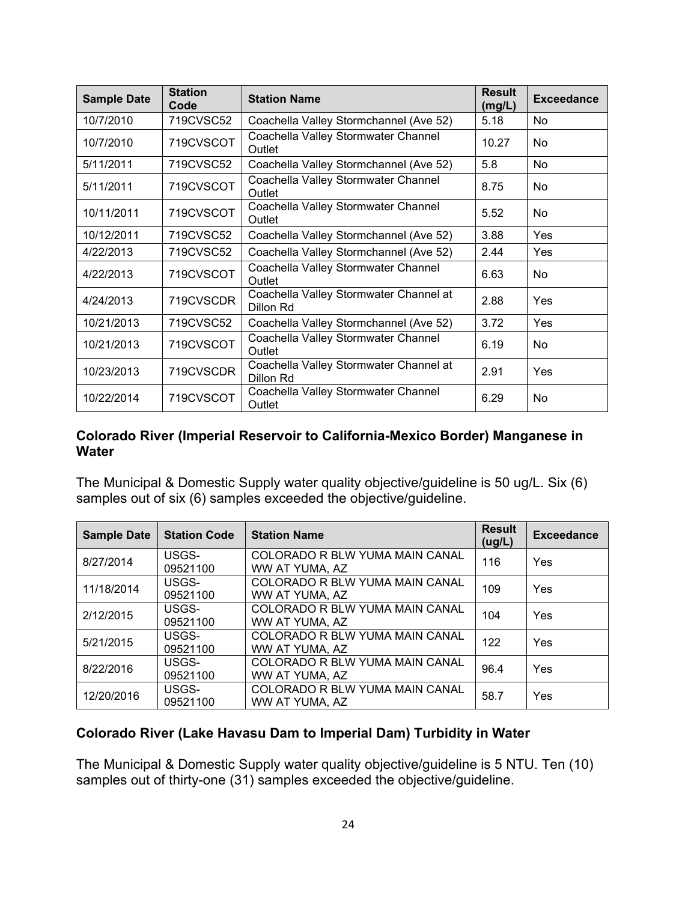| Sample Date | Station Code | Station Name | Result (mg/L) | Exceedance |
|---|---|---|---|---|
| 10/7/2010 | 719CVSC52 | Coachella Valley Stormchannel (Ave 52) | 5.18 | No |
| 10/7/2010 | 719CVSCOT | Coachella Valley Stormwater Channel Outlet | 10.27 | No |
| 5/11/2011 | 719CVSC52 | Coachella Valley Stormchannel (Ave 52) | 5.8 | No |
| 5/11/2011 | 719CVSCOT | Coachella Valley Stormwater Channel Outlet | 8.75 | No |
| 10/11/2011 | 719CVSCOT | Coachella Valley Stormwater Channel Outlet | 5.52 | No |
| 10/12/2011 | 719CVSC52 | Coachella Valley Stormchannel (Ave 52) | 3.88 | Yes |
| 4/22/2013 | 719CVSC52 | Coachella Valley Stormchannel (Ave 52) | 2.44 | Yes |
| 4/22/2013 | 719CVSCOT | Coachella Valley Stormwater Channel Outlet | 6.63 | No |
| 4/24/2013 | 719CVSCDR | Coachella Valley Stormwater Channel at Dillon Rd | 2.88 | Yes |
| 10/21/2013 | 719CVSC52 | Coachella Valley Stormchannel (Ave 52) | 3.72 | Yes |
| 10/21/2013 | 719CVSCOT | Coachella Valley Stormwater Channel Outlet | 6.19 | No |
| 10/23/2013 | 719CVSCDR | Coachella Valley Stormwater Channel at Dillon Rd | 2.91 | Yes |
| 10/22/2014 | 719CVSCOT | Coachella Valley Stormwater Channel Outlet | 6.29 | No |

**Colorado River (Imperial Reservoir to California-Mexico Border) Manganese in Water**

The Municipal & Domestic Supply water quality objective/guideline is 50 ug/L. Six (6) samples out of six (6) samples exceeded the objective/guideline.

| Sample Date | Station Code | Station Name | Result (ug/L) | Exceedance |
|---|---|---|---|---|
| 8/27/2014 | USGS-09521100 | COLORADO R BLW YUMA MAIN CANAL WW AT YUMA, AZ | 116 | Yes |
| 11/18/2014 | USGS-09521100 | COLORADO R BLW YUMA MAIN CANAL WW AT YUMA, AZ | 109 | Yes |
| 2/12/2015 | USGS-09521100 | COLORADO R BLW YUMA MAIN CANAL WW AT YUMA, AZ | 104 | Yes |
| 5/21/2015 | USGS-09521100 | COLORADO R BLW YUMA MAIN CANAL WW AT YUMA, AZ | 122 | Yes |
| 8/22/2016 | USGS-09521100 | COLORADO R BLW YUMA MAIN CANAL WW AT YUMA, AZ | 96.4 | Yes |
| 12/20/2016 | USGS-09521100 | COLORADO R BLW YUMA MAIN CANAL WW AT YUMA, AZ | 58.7 | Yes |

**Colorado River (Lake Havasu Dam to Imperial Dam) Turbidity in Water**

The Municipal & Domestic Supply water quality objective/guideline is 5 NTU. Ten (10) samples out of thirty-one (31) samples exceeded the objective/guideline.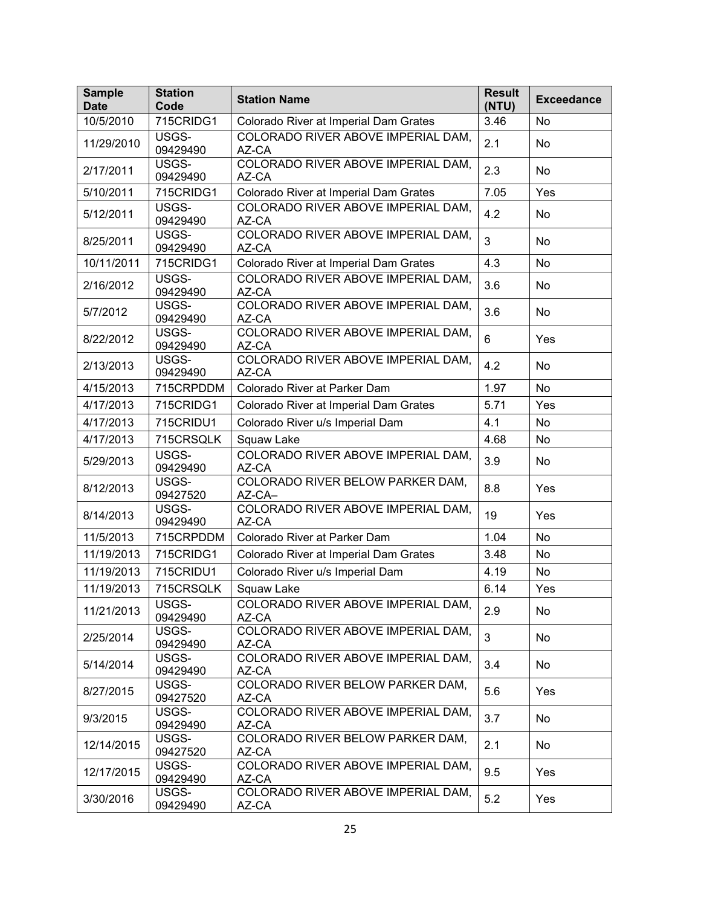| Sample Date | Station Code | Station Name | Result (NTU) | Exceedance |
|---|---|---|---|---|
| 10/5/2010 | 715CRIDG1 | Colorado River at Imperial Dam Grates | 3.46 | No |
| 11/29/2010 | USGS-09429490 | COLORADO RIVER ABOVE IMPERIAL DAM, AZ-CA | 2.1 | No |
| 2/17/2011 | USGS-09429490 | COLORADO RIVER ABOVE IMPERIAL DAM, AZ-CA | 2.3 | No |
| 5/10/2011 | 715CRIDG1 | Colorado River at Imperial Dam Grates | 7.05 | Yes |
| 5/12/2011 | USGS-09429490 | COLORADO RIVER ABOVE IMPERIAL DAM, AZ-CA | 4.2 | No |
| 8/25/2011 | USGS-09429490 | COLORADO RIVER ABOVE IMPERIAL DAM, AZ-CA | 3 | No |
| 10/11/2011 | 715CRIDG1 | Colorado River at Imperial Dam Grates | 4.3 | No |
| 2/16/2012 | USGS-09429490 | COLORADO RIVER ABOVE IMPERIAL DAM, AZ-CA | 3.6 | No |
| 5/7/2012 | USGS-09429490 | COLORADO RIVER ABOVE IMPERIAL DAM, AZ-CA | 3.6 | No |
| 8/22/2012 | USGS-09429490 | COLORADO RIVER ABOVE IMPERIAL DAM, AZ-CA | 6 | Yes |
| 2/13/2013 | USGS-09429490 | COLORADO RIVER ABOVE IMPERIAL DAM, AZ-CA | 4.2 | No |
| 4/15/2013 | 715CRPDDM | Colorado River at Parker Dam | 1.97 | No |
| 4/17/2013 | 715CRIDG1 | Colorado River at Imperial Dam Grates | 5.71 | Yes |
| 4/17/2013 | 715CRIDU1 | Colorado River u/s Imperial Dam | 4.1 | No |
| 4/17/2013 | 715CRSQLK | Squaw Lake | 4.68 | No |
| 5/29/2013 | USGS-09429490 | COLORADO RIVER ABOVE IMPERIAL DAM, AZ-CA | 3.9 | No |
| 8/12/2013 | USGS-09427520 | COLORADO RIVER BELOW PARKER DAM, AZ-CA– | 8.8 | Yes |
| 8/14/2013 | USGS-09429490 | COLORADO RIVER ABOVE IMPERIAL DAM, AZ-CA | 19 | Yes |
| 11/5/2013 | 715CRPDDM | Colorado River at Parker Dam | 1.04 | No |
| 11/19/2013 | 715CRIDG1 | Colorado River at Imperial Dam Grates | 3.48 | No |
| 11/19/2013 | 715CRIDU1 | Colorado River u/s Imperial Dam | 4.19 | No |
| 11/19/2013 | 715CRSQLK | Squaw Lake | 6.14 | Yes |
| 11/21/2013 | USGS-09429490 | COLORADO RIVER ABOVE IMPERIAL DAM, AZ-CA | 2.9 | No |
| 2/25/2014 | USGS-09429490 | COLORADO RIVER ABOVE IMPERIAL DAM, AZ-CA | 3 | No |
| 5/14/2014 | USGS-09429490 | COLORADO RIVER ABOVE IMPERIAL DAM, AZ-CA | 3.4 | No |
| 8/27/2015 | USGS-09427520 | COLORADO RIVER BELOW PARKER DAM, AZ-CA | 5.6 | Yes |
| 9/3/2015 | USGS-09429490 | COLORADO RIVER ABOVE IMPERIAL DAM, AZ-CA | 3.7 | No |
| 12/14/2015 | USGS-09427520 | COLORADO RIVER BELOW PARKER DAM, AZ-CA | 2.1 | No |
| 12/17/2015 | USGS-09429490 | COLORADO RIVER ABOVE IMPERIAL DAM, AZ-CA | 9.5 | Yes |
| 3/30/2016 | USGS-09429490 | COLORADO RIVER ABOVE IMPERIAL DAM, AZ-CA | 5.2 | Yes |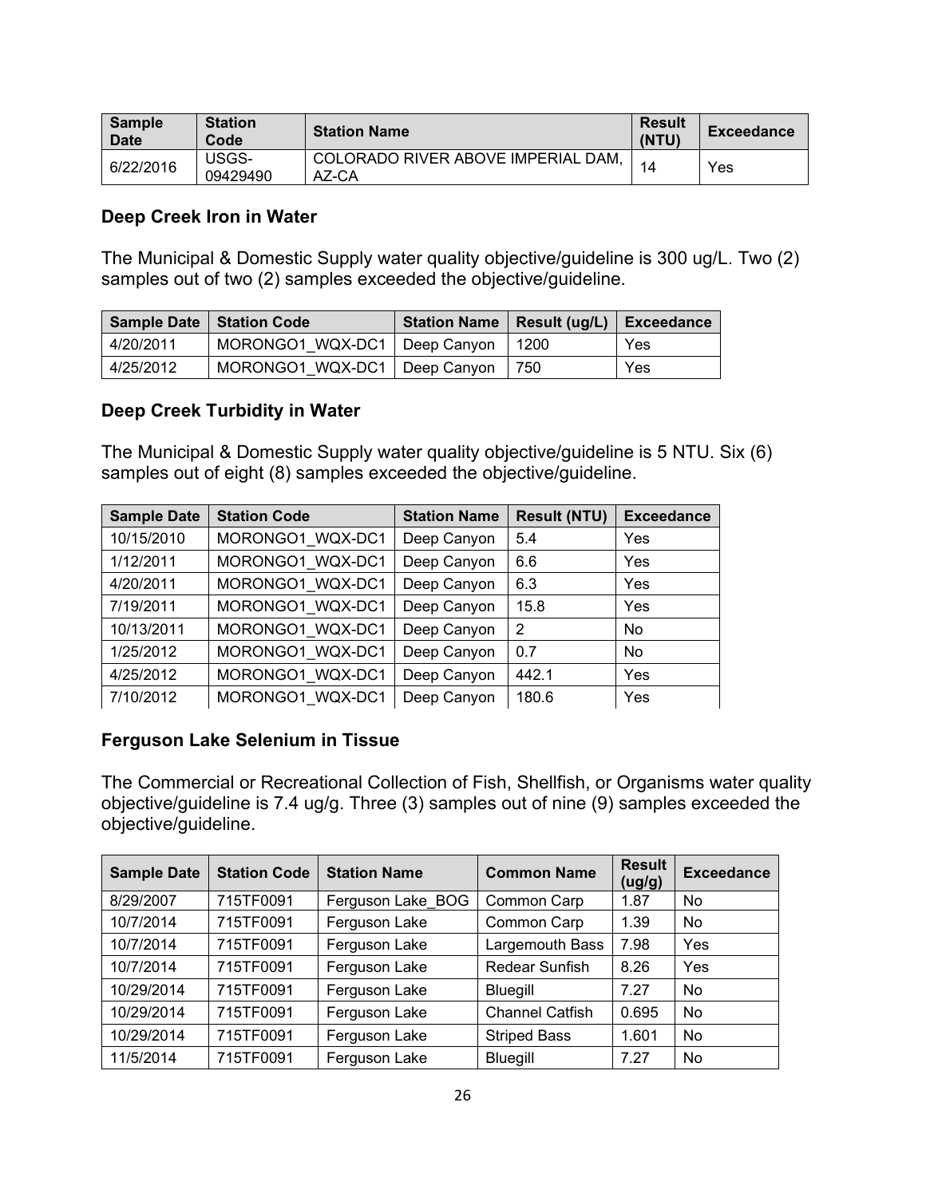| Sample Date | Station Code | Station Name | Result (NTU) | Exceedance |
|---|---|---|---|---|
| 6/22/2016 | USGS-09429490 | COLORADO RIVER ABOVE IMPERIAL DAM, AZ-CA | 14 | Yes |

### Deep Creek Iron in Water

The Municipal & Domestic Supply water quality objective/guideline is 300 ug/L. Two (2) samples out of two (2) samples exceeded the objective/guideline.

| Sample Date | Station Code | Station Name | Result (ug/L) | Exceedance |
|---|---|---|---|---|
| 4/20/2011 | MORONGO1_WQX-DC1 | Deep Canyon | 1200 | Yes |
| 4/25/2012 | MORONGO1_WQX-DC1 | Deep Canyon | 750 | Yes |

### Deep Creek Turbidity in Water

The Municipal & Domestic Supply water quality objective/guideline is 5 NTU. Six (6) samples out of eight (8) samples exceeded the objective/guideline.

| Sample Date | Station Code | Station Name | Result (NTU) | Exceedance |
|---|---|---|---|---|
| 10/15/2010 | MORONGO1_WQX-DC1 | Deep Canyon | 5.4 | Yes |
| 1/12/2011 | MORONGO1_WQX-DC1 | Deep Canyon | 6.6 | Yes |
| 4/20/2011 | MORONGO1_WQX-DC1 | Deep Canyon | 6.3 | Yes |
| 7/19/2011 | MORONGO1_WQX-DC1 | Deep Canyon | 15.8 | Yes |
| 10/13/2011 | MORONGO1_WQX-DC1 | Deep Canyon | 2 | No |
| 1/25/2012 | MORONGO1_WQX-DC1 | Deep Canyon | 0.7 | No |
| 4/25/2012 | MORONGO1_WQX-DC1 | Deep Canyon | 442.1 | Yes |
| 7/10/2012 | MORONGO1_WQX-DC1 | Deep Canyon | 180.6 | Yes |

### Ferguson Lake Selenium in Tissue

The Commercial or Recreational Collection of Fish, Shellfish, or Organisms water quality objective/guideline is 7.4 ug/g. Three (3) samples out of nine (9) samples exceeded the objective/guideline.

| Sample Date | Station Code | Station Name | Common Name | Result (ug/g) | Exceedance |
|---|---|---|---|---|---|
| 8/29/2007 | 715TF0091 | Ferguson Lake_BOG | Common Carp | 1.87 | No |
| 10/7/2014 | 715TF0091 | Ferguson Lake | Common Carp | 1.39 | No |
| 10/7/2014 | 715TF0091 | Ferguson Lake | Largemouth Bass | 7.98 | Yes |
| 10/7/2014 | 715TF0091 | Ferguson Lake | Redear Sunfish | 8.26 | Yes |
| 10/29/2014 | 715TF0091 | Ferguson Lake | Bluegill | 7.27 | No |
| 10/29/2014 | 715TF0091 | Ferguson Lake | Channel Catfish | 0.695 | No |
| 10/29/2014 | 715TF0091 | Ferguson Lake | Striped Bass | 1.601 | No |
| 11/5/2014 | 715TF0091 | Ferguson Lake | Bluegill | 7.27 | No |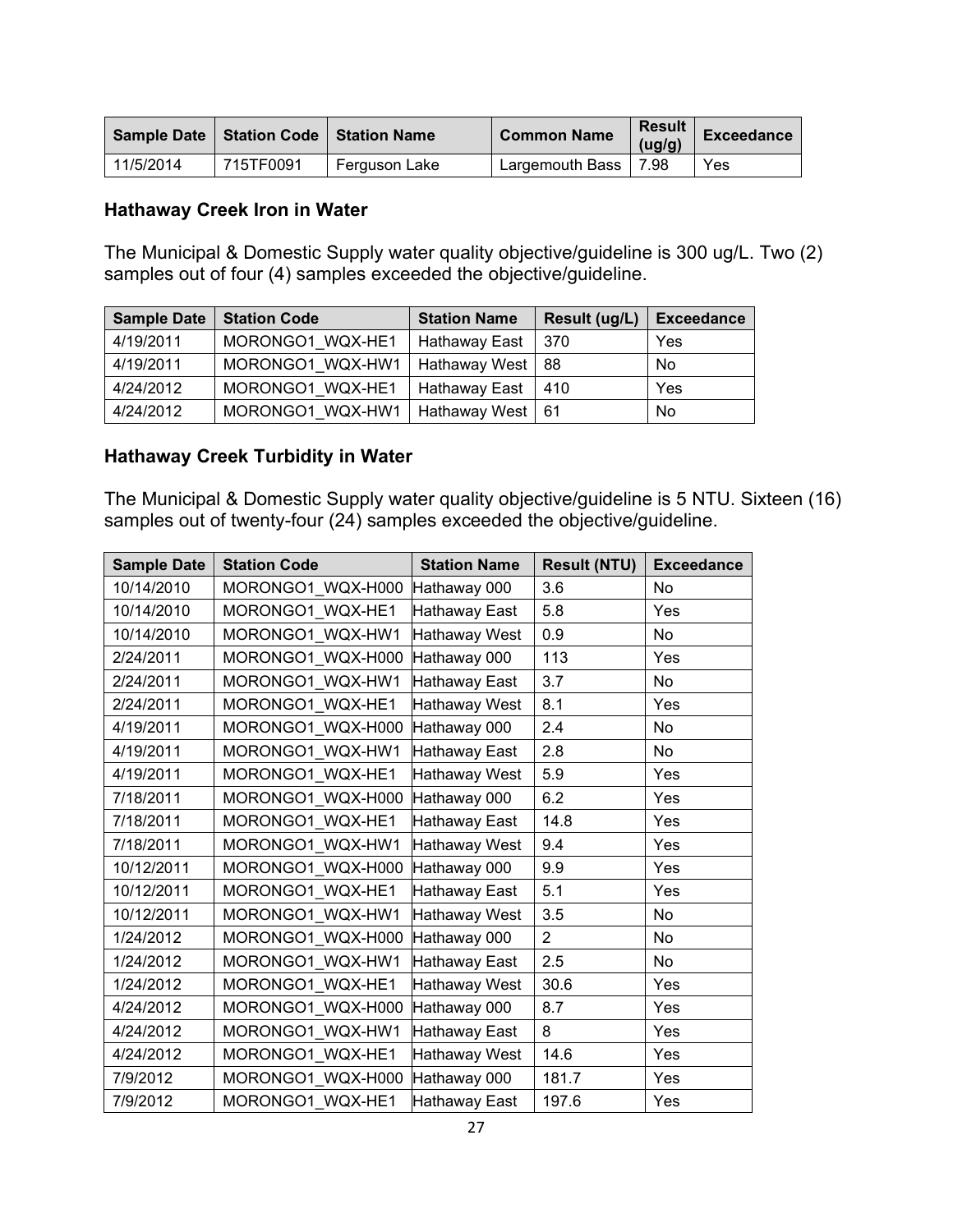| Sample Date | Station Code | Station Name | Common Name | Result (ug/g) | Exceedance |
|---|---|---|---|---|---|
| 11/5/2014 | 715TF0091 | Ferguson Lake | Largemouth Bass | 7.98 | Yes |

### Hathaway Creek Iron in Water

The Municipal & Domestic Supply water quality objective/guideline is 300 ug/L. Two (2) samples out of four (4) samples exceeded the objective/guideline.

| Sample Date | Station Code | Station Name | Result (ug/L) | Exceedance |
|---|---|---|---|---|
| 4/19/2011 | MORONGO1_WQX-HE1 | Hathaway East | 370 | Yes |
| 4/19/2011 | MORONGO1_WQX-HW1 | Hathaway West | 88 | No |
| 4/24/2012 | MORONGO1_WQX-HE1 | Hathaway East | 410 | Yes |
| 4/24/2012 | MORONGO1_WQX-HW1 | Hathaway West | 61 | No |

### Hathaway Creek Turbidity in Water

The Municipal & Domestic Supply water quality objective/guideline is 5 NTU. Sixteen (16) samples out of twenty-four (24) samples exceeded the objective/guideline.

| Sample Date | Station Code | Station Name | Result (NTU) | Exceedance |
|---|---|---|---|---|
| 10/14/2010 | MORONGO1_WQX-H000 | Hathaway 000 | 3.6 | No |
| 10/14/2010 | MORONGO1_WQX-HE1 | Hathaway East | 5.8 | Yes |
| 10/14/2010 | MORONGO1_WQX-HW1 | Hathaway West | 0.9 | No |
| 2/24/2011 | MORONGO1_WQX-H000 | Hathaway 000 | 113 | Yes |
| 2/24/2011 | MORONGO1_WQX-HW1 | Hathaway East | 3.7 | No |
| 2/24/2011 | MORONGO1_WQX-HE1 | Hathaway West | 8.1 | Yes |
| 4/19/2011 | MORONGO1_WQX-H000 | Hathaway 000 | 2.4 | No |
| 4/19/2011 | MORONGO1_WQX-HW1 | Hathaway East | 2.8 | No |
| 4/19/2011 | MORONGO1_WQX-HE1 | Hathaway West | 5.9 | Yes |
| 7/18/2011 | MORONGO1_WQX-H000 | Hathaway 000 | 6.2 | Yes |
| 7/18/2011 | MORONGO1_WQX-HE1 | Hathaway East | 14.8 | Yes |
| 7/18/2011 | MORONGO1_WQX-HW1 | Hathaway West | 9.4 | Yes |
| 10/12/2011 | MORONGO1_WQX-H000 | Hathaway 000 | 9.9 | Yes |
| 10/12/2011 | MORONGO1_WQX-HE1 | Hathaway East | 5.1 | Yes |
| 10/12/2011 | MORONGO1_WQX-HW1 | Hathaway West | 3.5 | No |
| 1/24/2012 | MORONGO1_WQX-H000 | Hathaway 000 | 2 | No |
| 1/24/2012 | MORONGO1_WQX-HW1 | Hathaway East | 2.5 | No |
| 1/24/2012 | MORONGO1_WQX-HE1 | Hathaway West | 30.6 | Yes |
| 4/24/2012 | MORONGO1_WQX-H000 | Hathaway 000 | 8.7 | Yes |
| 4/24/2012 | MORONGO1_WQX-HW1 | Hathaway East | 8 | Yes |
| 4/24/2012 | MORONGO1_WQX-HE1 | Hathaway West | 14.6 | Yes |
| 7/9/2012 | MORONGO1_WQX-H000 | Hathaway 000 | 181.7 | Yes |
| 7/9/2012 | MORONGO1_WQX-HE1 | Hathaway East | 197.6 | Yes |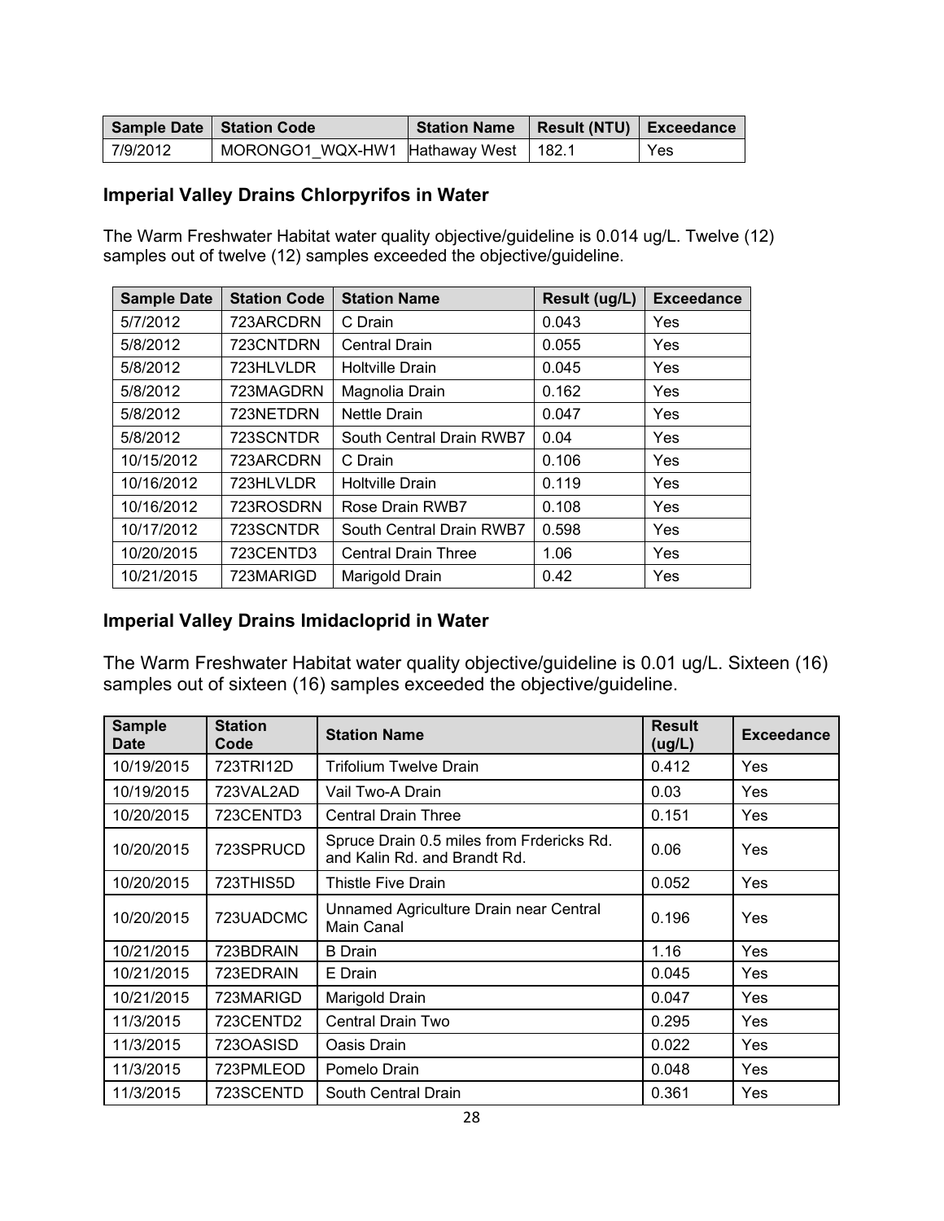| Sample Date | Station Code | Station Name | Result (NTU) | Exceedance |
|---|---|---|---|---|
| 7/9/2012 | MORONGO1_WQX-HW1 | Hathaway West | 182.1 | Yes |

### Imperial Valley Drains Chlorpyrifos in Water

The Warm Freshwater Habitat water quality objective/guideline is 0.014 ug/L. Twelve (12) samples out of twelve (12) samples exceeded the objective/guideline.

| Sample Date | Station Code | Station Name | Result (ug/L) | Exceedance |
|---|---|---|---|---|
| 5/7/2012 | 723ARCDRN | C Drain | 0.043 | Yes |
| 5/8/2012 | 723CNTDRN | Central Drain | 0.055 | Yes |
| 5/8/2012 | 723HLVLDR | Holtville Drain | 0.045 | Yes |
| 5/8/2012 | 723MAGDRN | Magnolia Drain | 0.162 | Yes |
| 5/8/2012 | 723NETDRN | Nettle Drain | 0.047 | Yes |
| 5/8/2012 | 723SCNTDR | South Central Drain RWB7 | 0.04 | Yes |
| 10/15/2012 | 723ARCDRN | C Drain | 0.106 | Yes |
| 10/16/2012 | 723HLVLDR | Holtville Drain | 0.119 | Yes |
| 10/16/2012 | 723ROSDRN | Rose Drain RWB7 | 0.108 | Yes |
| 10/17/2012 | 723SCNTDR | South Central Drain RWB7 | 0.598 | Yes |
| 10/20/2015 | 723CENTD3 | Central Drain Three | 1.06 | Yes |
| 10/21/2015 | 723MARIGD | Marigold Drain | 0.42 | Yes |

### Imperial Valley Drains Imidacloprid in Water

The Warm Freshwater Habitat water quality objective/guideline is 0.01 ug/L. Sixteen (16) samples out of sixteen (16) samples exceeded the objective/guideline.

| Sample Date | Station Code | Station Name | Result (ug/L) | Exceedance |
|---|---|---|---|---|
| 10/19/2015 | 723TRI12D | Trifolium Twelve Drain | 0.412 | Yes |
| 10/19/2015 | 723VAL2AD | Vail Two-A Drain | 0.03 | Yes |
| 10/20/2015 | 723CENTD3 | Central Drain Three | 0.151 | Yes |
| 10/20/2015 | 723SPRUCD | Spruce Drain 0.5 miles from Frdericks Rd. and Kalin Rd. and Brandt Rd. | 0.06 | Yes |
| 10/20/2015 | 723THIS5D | Thistle Five Drain | 0.052 | Yes |
| 10/20/2015 | 723UADCMC | Unnamed Agriculture Drain near Central Main Canal | 0.196 | Yes |
| 10/21/2015 | 723BDRAIN | B Drain | 1.16 | Yes |
| 10/21/2015 | 723EDRAIN | E Drain | 0.045 | Yes |
| 10/21/2015 | 723MARIGD | Marigold Drain | 0.047 | Yes |
| 11/3/2015 | 723CENTD2 | Central Drain Two | 0.295 | Yes |
| 11/3/2015 | 723OASISD | Oasis Drain | 0.022 | Yes |
| 11/3/2015 | 723PMLEOD | Pomelo Drain | 0.048 | Yes |
| 11/3/2015 | 723SCENTD | South Central Drain | 0.361 | Yes |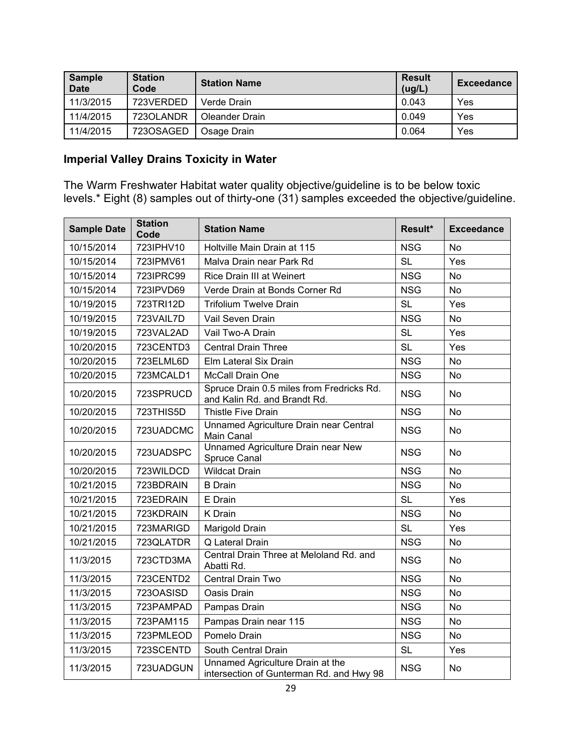| Sample Date | Station Code | Station Name | Result (ug/L) | Exceedance |
|---|---|---|---|---|
| 11/3/2015 | 723VERDED | Verde Drain | 0.043 | Yes |
| 11/4/2015 | 723OLANDR | Oleander Drain | 0.049 | Yes |
| 11/4/2015 | 723OSAGED | Osage Drain | 0.064 | Yes |

### Imperial Valley Drains Toxicity in Water

The Warm Freshwater Habitat water quality objective/guideline is to be below toxic levels.* Eight (8) samples out of thirty-one (31) samples exceeded the objective/guideline.

| Sample Date | Station Code | Station Name | Result* | Exceedance |
|---|---|---|---|---|
| 10/15/2014 | 723IPHV10 | Holtville Main Drain at 115 | NSG | No |
| 10/15/2014 | 723IPMV61 | Malva Drain near Park Rd | SL | Yes |
| 10/15/2014 | 723IPRC99 | Rice Drain III at Weinert | NSG | No |
| 10/15/2014 | 723IPVD69 | Verde Drain at Bonds Corner Rd | NSG | No |
| 10/19/2015 | 723TRI12D | Trifolium Twelve Drain | SL | Yes |
| 10/19/2015 | 723VAIL7D | Vail Seven Drain | NSG | No |
| 10/19/2015 | 723VAL2AD | Vail Two-A Drain | SL | Yes |
| 10/20/2015 | 723CENTD3 | Central Drain Three | SL | Yes |
| 10/20/2015 | 723ELML6D | Elm Lateral Six Drain | NSG | No |
| 10/20/2015 | 723MCALD1 | McCall Drain One | NSG | No |
| 10/20/2015 | 723SPRUCD | Spruce Drain 0.5 miles from Fredricks Rd. and Kalin Rd. and Brandt Rd. | NSG | No |
| 10/20/2015 | 723THIS5D | Thistle Five Drain | NSG | No |
| 10/20/2015 | 723UADCMC | Unnamed Agriculture Drain near Central Main Canal | NSG | No |
| 10/20/2015 | 723UADSPC | Unnamed Agriculture Drain near New Spruce Canal | NSG | No |
| 10/20/2015 | 723WILDCD | Wildcat Drain | NSG | No |
| 10/21/2015 | 723BDRAIN | B Drain | NSG | No |
| 10/21/2015 | 723EDRAIN | E Drain | SL | Yes |
| 10/21/2015 | 723KDRAIN | K Drain | NSG | No |
| 10/21/2015 | 723MARIGD | Marigold Drain | SL | Yes |
| 10/21/2015 | 723QLATDR | Q Lateral Drain | NSG | No |
| 11/3/2015 | 723CTD3MA | Central Drain Three at Meloland Rd. and Abatti Rd. | NSG | No |
| 11/3/2015 | 723CENTD2 | Central Drain Two | NSG | No |
| 11/3/2015 | 723OASISD | Oasis Drain | NSG | No |
| 11/3/2015 | 723PAMPAD | Pampas Drain | NSG | No |
| 11/3/2015 | 723PAM115 | Pampas Drain near 115 | NSG | No |
| 11/3/2015 | 723PMLEOD | Pomelo Drain | NSG | No |
| 11/3/2015 | 723SCENTD | South Central Drain | SL | Yes |
| 11/3/2015 | 723UADGUN | Unnamed Agriculture Drain at the intersection of Gunterman Rd. and Hwy 98 | NSG | No |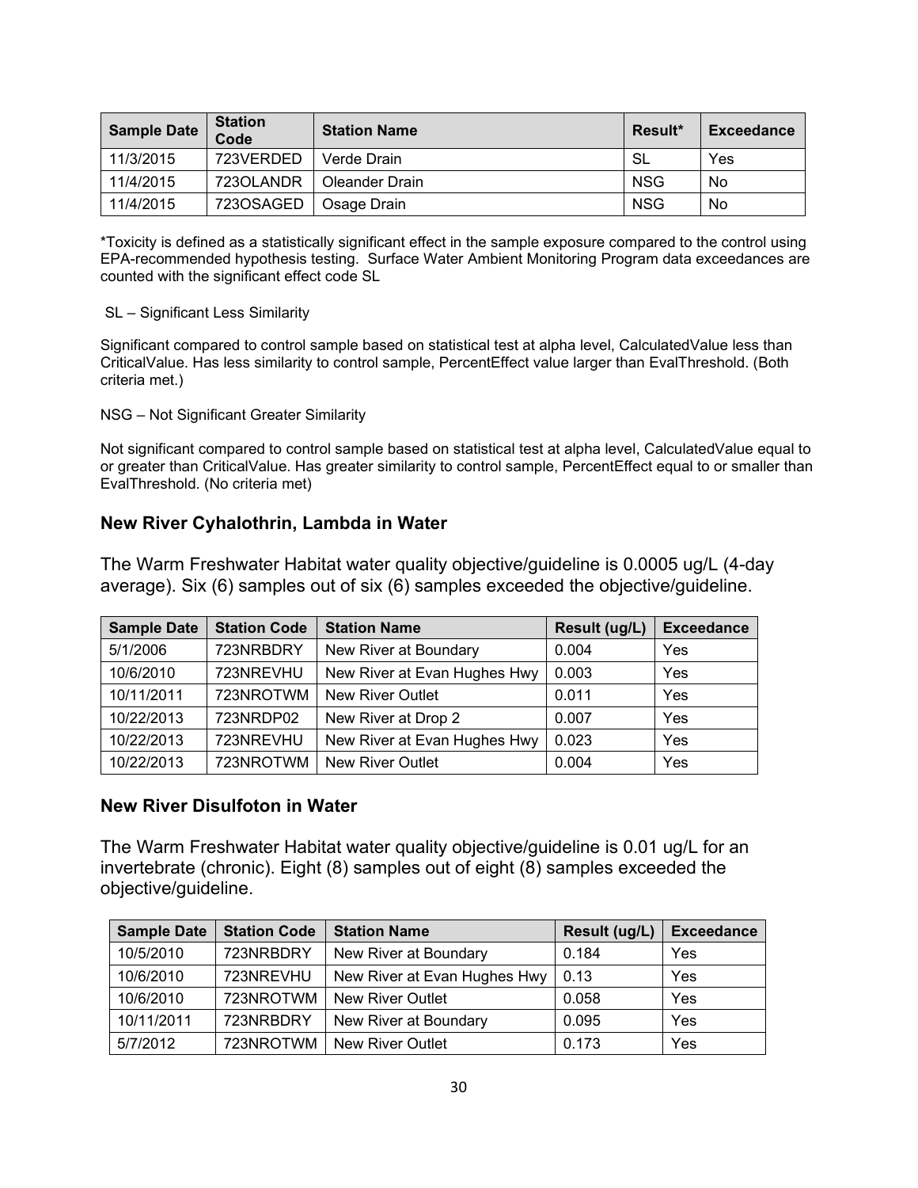| Sample Date | Station Code | Station Name | Result* | Exceedance |
| --- | --- | --- | --- | --- |
| 11/3/2015 | 723VERDED | Verde Drain | SL | Yes |
| 11/4/2015 | 723OLANDR | Oleander Drain | NSG | No |
| 11/4/2015 | 723OSAGED | Osage Drain | NSG | No |

*Toxicity is defined as a statistically significant effect in the sample exposure compared to the control using EPA-recommended hypothesis testing. Surface Water Ambient Monitoring Program data exceedances are counted with the significant effect code SL

SL – Significant Less Similarity

Significant compared to control sample based on statistical test at alpha level, CalculatedValue less than CriticalValue. Has less similarity to control sample, PercentEffect value larger than EvalThreshold. (Both criteria met.)

NSG – Not Significant Greater Similarity

Not significant compared to control sample based on statistical test at alpha level, CalculatedValue equal to or greater than CriticalValue. Has greater similarity to control sample, PercentEffect equal to or smaller than EvalThreshold. (No criteria met)

### New River Cyhalothrin, Lambda in Water

The Warm Freshwater Habitat water quality objective/guideline is 0.0005 ug/L (4-day average). Six (6) samples out of six (6) samples exceeded the objective/guideline.

| Sample Date | Station Code | Station Name | Result (ug/L) | Exceedance |
| --- | --- | --- | --- | --- |
| 5/1/2006 | 723NRBDRY | New River at Boundary | 0.004 | Yes |
| 10/6/2010 | 723NREVHU | New River at Evan Hughes Hwy | 0.003 | Yes |
| 10/11/2011 | 723NROTWM | New River Outlet | 0.011 | Yes |
| 10/22/2013 | 723NRDP02 | New River at Drop 2 | 0.007 | Yes |
| 10/22/2013 | 723NREVHU | New River at Evan Hughes Hwy | 0.023 | Yes |
| 10/22/2013 | 723NROTWM | New River Outlet | 0.004 | Yes |

### New River Disulfoton in Water

The Warm Freshwater Habitat water quality objective/guideline is 0.01 ug/L for an invertebrate (chronic). Eight (8) samples out of eight (8) samples exceeded the objective/guideline.

| Sample Date | Station Code | Station Name | Result (ug/L) | Exceedance |
| --- | --- | --- | --- | --- |
| 10/5/2010 | 723NRBDRY | New River at Boundary | 0.184 | Yes |
| 10/6/2010 | 723NREVHU | New River at Evan Hughes Hwy | 0.13 | Yes |
| 10/6/2010 | 723NROTWM | New River Outlet | 0.058 | Yes |
| 10/11/2011 | 723NRBDRY | New River at Boundary | 0.095 | Yes |
| 5/7/2012 | 723NROTWM | New River Outlet | 0.173 | Yes |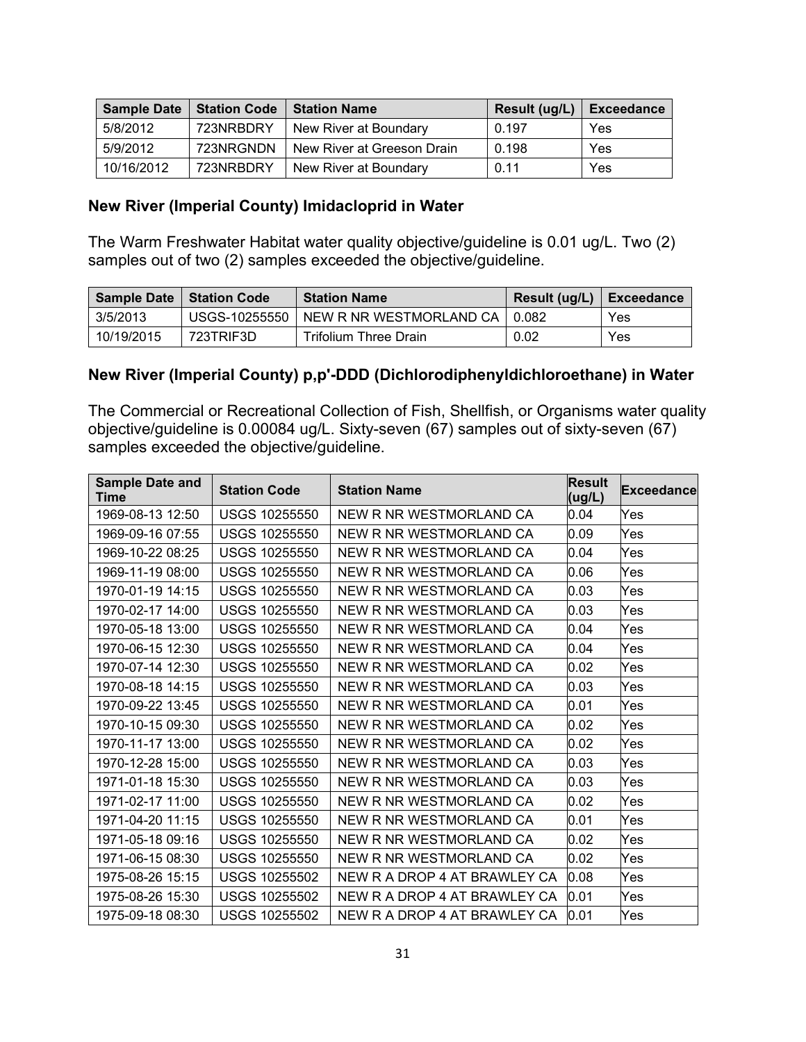| Sample Date | Station Code | Station Name | Result (ug/L) | Exceedance |
|---|---|---|---|---|
| 5/8/2012 | 723NRBDRY | New River at Boundary | 0.197 | Yes |
| 5/9/2012 | 723NRGNDN | New River at Greeson Drain | 0.198 | Yes |
| 10/16/2012 | 723NRBDRY | New River at Boundary | 0.11 | Yes |

### New River (Imperial County) Imidacloprid in Water

The Warm Freshwater Habitat water quality objective/guideline is 0.01 ug/L. Two (2) samples out of two (2) samples exceeded the objective/guideline.

| Sample Date | Station Code | Station Name | Result (ug/L) | Exceedance |
|---|---|---|---|---|
| 3/5/2013 | USGS-10255550 | NEW R NR WESTMORLAND CA | 0.082 | Yes |
| 10/19/2015 | 723TRIF3D | Trifolium Three Drain | 0.02 | Yes |

### New River (Imperial County) p,p'-DDD (Dichlorodiphenyldichloroethane) in Water

The Commercial or Recreational Collection of Fish, Shellfish, or Organisms water quality objective/guideline is 0.00084 ug/L. Sixty-seven (67) samples out of sixty-seven (67) samples exceeded the objective/guideline.

| Sample Date and Time | Station Code | Station Name | Result (ug/L) | Exceedance |
|---|---|---|---|---|
| 1969-08-13 12:50 | USGS 10255550 | NEW R NR WESTMORLAND CA | 0.04 | Yes |
| 1969-09-16 07:55 | USGS 10255550 | NEW R NR WESTMORLAND CA | 0.09 | Yes |
| 1969-10-22 08:25 | USGS 10255550 | NEW R NR WESTMORLAND CA | 0.04 | Yes |
| 1969-11-19 08:00 | USGS 10255550 | NEW R NR WESTMORLAND CA | 0.06 | Yes |
| 1970-01-19 14:15 | USGS 10255550 | NEW R NR WESTMORLAND CA | 0.03 | Yes |
| 1970-02-17 14:00 | USGS 10255550 | NEW R NR WESTMORLAND CA | 0.03 | Yes |
| 1970-05-18 13:00 | USGS 10255550 | NEW R NR WESTMORLAND CA | 0.04 | Yes |
| 1970-06-15 12:30 | USGS 10255550 | NEW R NR WESTMORLAND CA | 0.04 | Yes |
| 1970-07-14 12:30 | USGS 10255550 | NEW R NR WESTMORLAND CA | 0.02 | Yes |
| 1970-08-18 14:15 | USGS 10255550 | NEW R NR WESTMORLAND CA | 0.03 | Yes |
| 1970-09-22 13:45 | USGS 10255550 | NEW R NR WESTMORLAND CA | 0.01 | Yes |
| 1970-10-15 09:30 | USGS 10255550 | NEW R NR WESTMORLAND CA | 0.02 | Yes |
| 1970-11-17 13:00 | USGS 10255550 | NEW R NR WESTMORLAND CA | 0.02 | Yes |
| 1970-12-28 15:00 | USGS 10255550 | NEW R NR WESTMORLAND CA | 0.03 | Yes |
| 1971-01-18 15:30 | USGS 10255550 | NEW R NR WESTMORLAND CA | 0.03 | Yes |
| 1971-02-17 11:00 | USGS 10255550 | NEW R NR WESTMORLAND CA | 0.02 | Yes |
| 1971-04-20 11:15 | USGS 10255550 | NEW R NR WESTMORLAND CA | 0.01 | Yes |
| 1971-05-18 09:16 | USGS 10255550 | NEW R NR WESTMORLAND CA | 0.02 | Yes |
| 1971-06-15 08:30 | USGS 10255550 | NEW R NR WESTMORLAND CA | 0.02 | Yes |
| 1975-08-26 15:15 | USGS 10255502 | NEW R A DROP 4 AT BRAWLEY CA | 0.08 | Yes |
| 1975-08-26 15:30 | USGS 10255502 | NEW R A DROP 4 AT BRAWLEY CA | 0.01 | Yes |
| 1975-09-18 08:30 | USGS 10255502 | NEW R A DROP 4 AT BRAWLEY CA | 0.01 | Yes |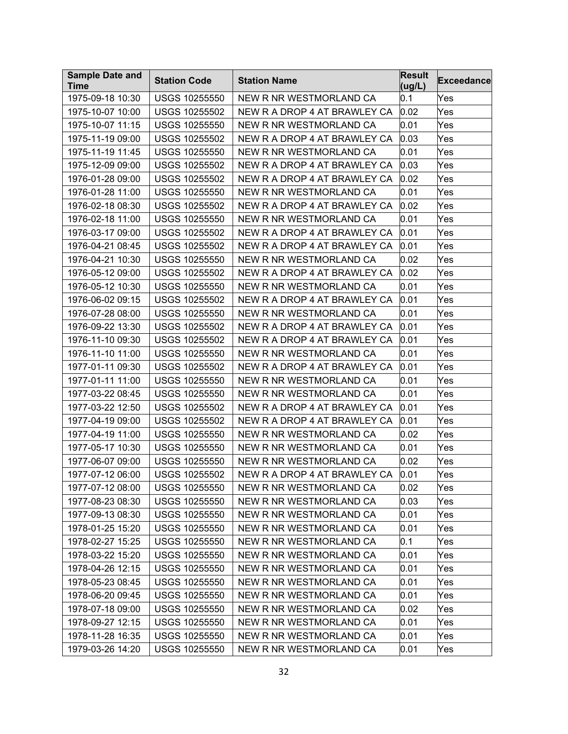| Sample Date and Time | Station Code | Station Name | Result (ug/L) | Exceedance |
|---|---|---|---|---|
| 1975-09-18 10:30 | USGS 10255550 | NEW R NR WESTMORLAND CA | 0.1 | Yes |
| 1975-10-07 10:00 | USGS 10255502 | NEW R A DROP 4 AT BRAWLEY CA | 0.02 | Yes |
| 1975-10-07 11:15 | USGS 10255550 | NEW R NR WESTMORLAND CA | 0.01 | Yes |
| 1975-11-19 09:00 | USGS 10255502 | NEW R A DROP 4 AT BRAWLEY CA | 0.03 | Yes |
| 1975-11-19 11:45 | USGS 10255550 | NEW R NR WESTMORLAND CA | 0.01 | Yes |
| 1975-12-09 09:00 | USGS 10255502 | NEW R A DROP 4 AT BRAWLEY CA | 0.03 | Yes |
| 1976-01-28 09:00 | USGS 10255502 | NEW R A DROP 4 AT BRAWLEY CA | 0.02 | Yes |
| 1976-01-28 11:00 | USGS 10255550 | NEW R NR WESTMORLAND CA | 0.01 | Yes |
| 1976-02-18 08:30 | USGS 10255502 | NEW R A DROP 4 AT BRAWLEY CA | 0.02 | Yes |
| 1976-02-18 11:00 | USGS 10255550 | NEW R NR WESTMORLAND CA | 0.01 | Yes |
| 1976-03-17 09:00 | USGS 10255502 | NEW R A DROP 4 AT BRAWLEY CA | 0.01 | Yes |
| 1976-04-21 08:45 | USGS 10255502 | NEW R A DROP 4 AT BRAWLEY CA | 0.01 | Yes |
| 1976-04-21 10:30 | USGS 10255550 | NEW R NR WESTMORLAND CA | 0.02 | Yes |
| 1976-05-12 09:00 | USGS 10255502 | NEW R A DROP 4 AT BRAWLEY CA | 0.02 | Yes |
| 1976-05-12 10:30 | USGS 10255550 | NEW R NR WESTMORLAND CA | 0.01 | Yes |
| 1976-06-02 09:15 | USGS 10255502 | NEW R A DROP 4 AT BRAWLEY CA | 0.01 | Yes |
| 1976-07-28 08:00 | USGS 10255550 | NEW R NR WESTMORLAND CA | 0.01 | Yes |
| 1976-09-22 13:30 | USGS 10255502 | NEW R A DROP 4 AT BRAWLEY CA | 0.01 | Yes |
| 1976-11-10 09:30 | USGS 10255502 | NEW R A DROP 4 AT BRAWLEY CA | 0.01 | Yes |
| 1976-11-10 11:00 | USGS 10255550 | NEW R NR WESTMORLAND CA | 0.01 | Yes |
| 1977-01-11 09:30 | USGS 10255502 | NEW R A DROP 4 AT BRAWLEY CA | 0.01 | Yes |
| 1977-01-11 11:00 | USGS 10255550 | NEW R NR WESTMORLAND CA | 0.01 | Yes |
| 1977-03-22 08:45 | USGS 10255550 | NEW R NR WESTMORLAND CA | 0.01 | Yes |
| 1977-03-22 12:50 | USGS 10255502 | NEW R A DROP 4 AT BRAWLEY CA | 0.01 | Yes |
| 1977-04-19 09:00 | USGS 10255502 | NEW R A DROP 4 AT BRAWLEY CA | 0.01 | Yes |
| 1977-04-19 11:00 | USGS 10255550 | NEW R NR WESTMORLAND CA | 0.02 | Yes |
| 1977-05-17 10:30 | USGS 10255550 | NEW R NR WESTMORLAND CA | 0.01 | Yes |
| 1977-06-07 09:00 | USGS 10255550 | NEW R NR WESTMORLAND CA | 0.02 | Yes |
| 1977-07-12 06:00 | USGS 10255502 | NEW R A DROP 4 AT BRAWLEY CA | 0.01 | Yes |
| 1977-07-12 08:00 | USGS 10255550 | NEW R NR WESTMORLAND CA | 0.02 | Yes |
| 1977-08-23 08:30 | USGS 10255550 | NEW R NR WESTMORLAND CA | 0.03 | Yes |
| 1977-09-13 08:30 | USGS 10255550 | NEW R NR WESTMORLAND CA | 0.01 | Yes |
| 1978-01-25 15:20 | USGS 10255550 | NEW R NR WESTMORLAND CA | 0.01 | Yes |
| 1978-02-27 15:25 | USGS 10255550 | NEW R NR WESTMORLAND CA | 0.1 | Yes |
| 1978-03-22 15:20 | USGS 10255550 | NEW R NR WESTMORLAND CA | 0.01 | Yes |
| 1978-04-26 12:15 | USGS 10255550 | NEW R NR WESTMORLAND CA | 0.01 | Yes |
| 1978-05-23 08:45 | USGS 10255550 | NEW R NR WESTMORLAND CA | 0.01 | Yes |
| 1978-06-20 09:45 | USGS 10255550 | NEW R NR WESTMORLAND CA | 0.01 | Yes |
| 1978-07-18 09:00 | USGS 10255550 | NEW R NR WESTMORLAND CA | 0.02 | Yes |
| 1978-09-27 12:15 | USGS 10255550 | NEW R NR WESTMORLAND CA | 0.01 | Yes |
| 1978-11-28 16:35 | USGS 10255550 | NEW R NR WESTMORLAND CA | 0.01 | Yes |
| 1979-03-26 14:20 | USGS 10255550 | NEW R NR WESTMORLAND CA | 0.01 | Yes |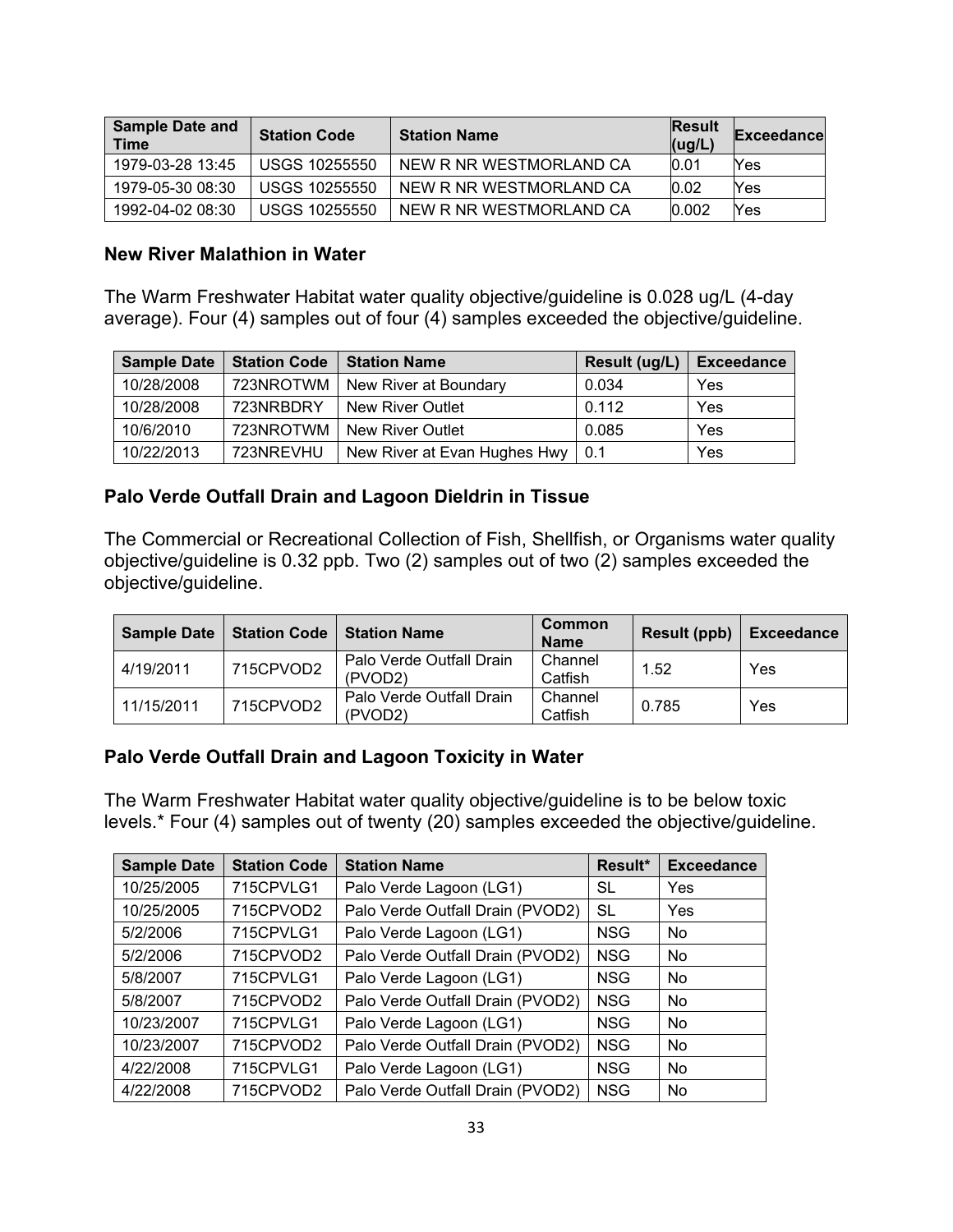| Sample Date and Time | Station Code | Station Name | Result (ug/L) | Exceedance |
|---|---|---|---|---|
| 1979-03-28 13:45 | USGS 10255550 | NEW R NR WESTMORLAND CA | 0.01 | Yes |
| 1979-05-30 08:30 | USGS 10255550 | NEW R NR WESTMORLAND CA | 0.02 | Yes |
| 1992-04-02 08:30 | USGS 10255550 | NEW R NR WESTMORLAND CA | 0.002 | Yes |

### New River Malathion in Water

The Warm Freshwater Habitat water quality objective/guideline is 0.028 ug/L (4-day average). Four (4) samples out of four (4) samples exceeded the objective/guideline.

| Sample Date | Station Code | Station Name | Result (ug/L) | Exceedance |
|---|---|---|---|---|
| 10/28/2008 | 723NROTWM | New River at Boundary | 0.034 | Yes |
| 10/28/2008 | 723NRBDRY | New River Outlet | 0.112 | Yes |
| 10/6/2010 | 723NROTWM | New River Outlet | 0.085 | Yes |
| 10/22/2013 | 723NREVHU | New River at Evan Hughes Hwy | 0.1 | Yes |

### Palo Verde Outfall Drain and Lagoon Dieldrin in Tissue

The Commercial or Recreational Collection of Fish, Shellfish, or Organisms water quality objective/guideline is 0.32 ppb. Two (2) samples out of two (2) samples exceeded the objective/guideline.

| Sample Date | Station Code | Station Name | Common Name | Result (ppb) | Exceedance |
|---|---|---|---|---|---|
| 4/19/2011 | 715CPVOD2 | Palo Verde Outfall Drain (PVOD2) | Channel Catfish | 1.52 | Yes |
| 11/15/2011 | 715CPVOD2 | Palo Verde Outfall Drain (PVOD2) | Channel Catfish | 0.785 | Yes |

### Palo Verde Outfall Drain and Lagoon Toxicity in Water

The Warm Freshwater Habitat water quality objective/guideline is to be below toxic levels.* Four (4) samples out of twenty (20) samples exceeded the objective/guideline.

| Sample Date | Station Code | Station Name | Result* | Exceedance |
|---|---|---|---|---|
| 10/25/2005 | 715CPVLG1 | Palo Verde Lagoon (LG1) | SL | Yes |
| 10/25/2005 | 715CPVOD2 | Palo Verde Outfall Drain (PVOD2) | SL | Yes |
| 5/2/2006 | 715CPVLG1 | Palo Verde Lagoon (LG1) | NSG | No |
| 5/2/2006 | 715CPVOD2 | Palo Verde Outfall Drain (PVOD2) | NSG | No |
| 5/8/2007 | 715CPVLG1 | Palo Verde Lagoon (LG1) | NSG | No |
| 5/8/2007 | 715CPVOD2 | Palo Verde Outfall Drain (PVOD2) | NSG | No |
| 10/23/2007 | 715CPVLG1 | Palo Verde Lagoon (LG1) | NSG | No |
| 10/23/2007 | 715CPVOD2 | Palo Verde Outfall Drain (PVOD2) | NSG | No |
| 4/22/2008 | 715CPVLG1 | Palo Verde Lagoon (LG1) | NSG | No |
| 4/22/2008 | 715CPVOD2 | Palo Verde Outfall Drain (PVOD2) | NSG | No |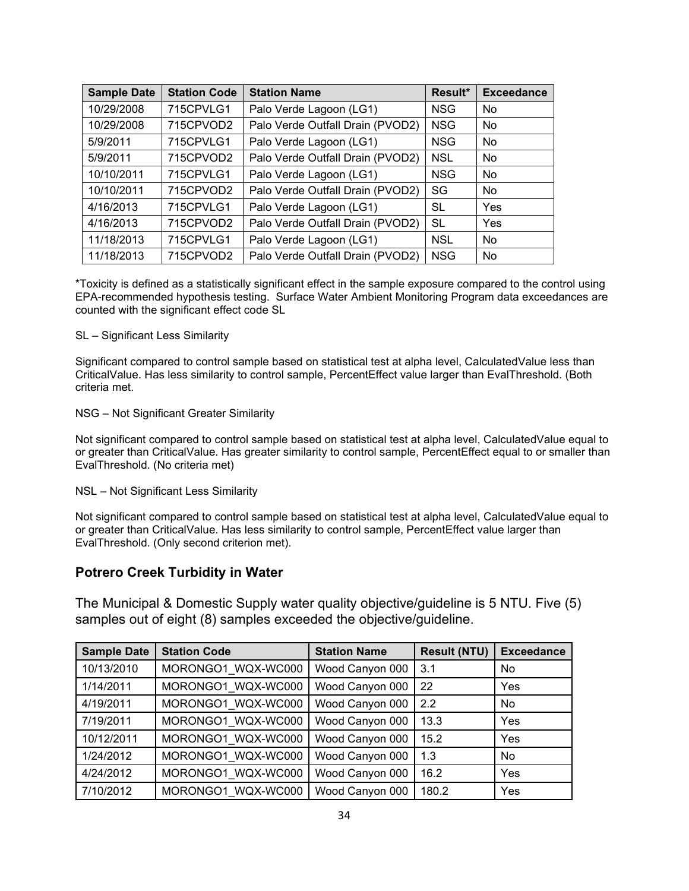| Sample Date | Station Code | Station Name | Result* | Exceedance |
|---|---|---|---|---|
| 10/29/2008 | 715CPVLG1 | Palo Verde Lagoon (LG1) | NSG | No |
| 10/29/2008 | 715CPVOD2 | Palo Verde Outfall Drain (PVOD2) | NSG | No |
| 5/9/2011 | 715CPVLG1 | Palo Verde Lagoon (LG1) | NSG | No |
| 5/9/2011 | 715CPVOD2 | Palo Verde Outfall Drain (PVOD2) | NSL | No |
| 10/10/2011 | 715CPVLG1 | Palo Verde Lagoon (LG1) | NSG | No |
| 10/10/2011 | 715CPVOD2 | Palo Verde Outfall Drain (PVOD2) | SG | No |
| 4/16/2013 | 715CPVLG1 | Palo Verde Lagoon (LG1) | SL | Yes |
| 4/16/2013 | 715CPVOD2 | Palo Verde Outfall Drain (PVOD2) | SL | Yes |
| 11/18/2013 | 715CPVLG1 | Palo Verde Lagoon (LG1) | NSL | No |
| 11/18/2013 | 715CPVOD2 | Palo Verde Outfall Drain (PVOD2) | NSG | No |

*Toxicity is defined as a statistically significant effect in the sample exposure compared to the control using EPA-recommended hypothesis testing. Surface Water Ambient Monitoring Program data exceedances are counted with the significant effect code SL

SL – Significant Less Similarity

Significant compared to control sample based on statistical test at alpha level, CalculatedValue less than CriticalValue. Has less similarity to control sample, PercentEffect value larger than EvalThreshold. (Both criteria met.

NSG – Not Significant Greater Similarity

Not significant compared to control sample based on statistical test at alpha level, CalculatedValue equal to or greater than CriticalValue. Has greater similarity to control sample, PercentEffect equal to or smaller than EvalThreshold. (No criteria met)

NSL – Not Significant Less Similarity

Not significant compared to control sample based on statistical test at alpha level, CalculatedValue equal to or greater than CriticalValue. Has less similarity to control sample, PercentEffect value larger than EvalThreshold. (Only second criterion met).

### Potrero Creek Turbidity in Water

The Municipal & Domestic Supply water quality objective/guideline is 5 NTU. Five (5) samples out of eight (8) samples exceeded the objective/guideline.

| Sample Date | Station Code | Station Name | Result (NTU) | Exceedance |
|---|---|---|---|---|
| 10/13/2010 | MORONGO1_WQX-WC000 | Wood Canyon 000 | 3.1 | No |
| 1/14/2011 | MORONGO1_WQX-WC000 | Wood Canyon 000 | 22 | Yes |
| 4/19/2011 | MORONGO1_WQX-WC000 | Wood Canyon 000 | 2.2 | No |
| 7/19/2011 | MORONGO1_WQX-WC000 | Wood Canyon 000 | 13.3 | Yes |
| 10/12/2011 | MORONGO1_WQX-WC000 | Wood Canyon 000 | 15.2 | Yes |
| 1/24/2012 | MORONGO1_WQX-WC000 | Wood Canyon 000 | 1.3 | No |
| 4/24/2012 | MORONGO1_WQX-WC000 | Wood Canyon 000 | 16.2 | Yes |
| 7/10/2012 | MORONGO1_WQX-WC000 | Wood Canyon 000 | 180.2 | Yes |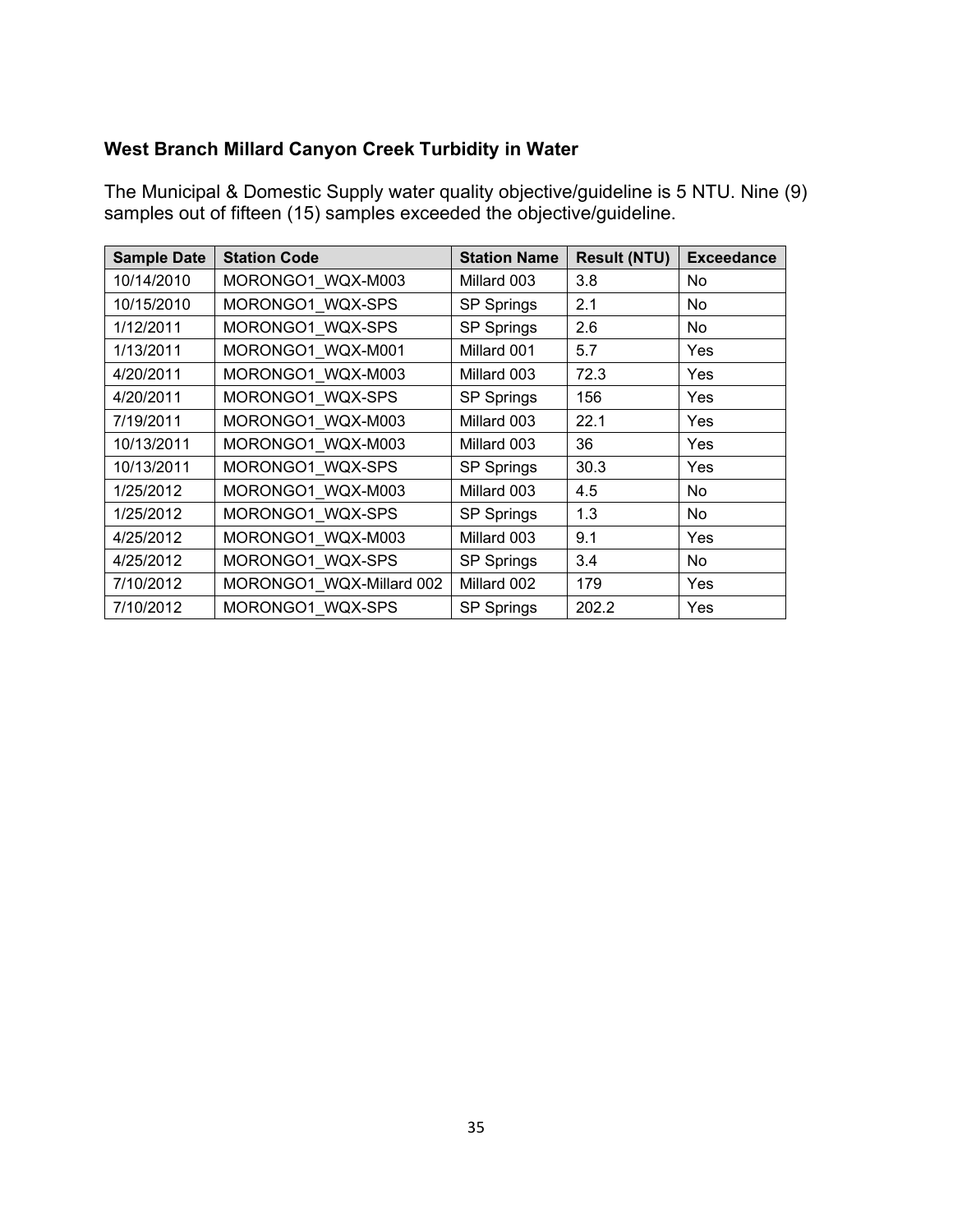### West Branch Millard Canyon Creek Turbidity in Water

The Municipal & Domestic Supply water quality objective/guideline is 5 NTU. Nine (9) samples out of fifteen (15) samples exceeded the objective/guideline.

| Sample Date | Station Code | Station Name | Result (NTU) | Exceedance |
|---|---|---|---|---|
| 10/14/2010 | MORONGO1_WQX-M003 | Millard 003 | 3.8 | No |
| 10/15/2010 | MORONGO1_WQX-SPS | SP Springs | 2.1 | No |
| 1/12/2011 | MORONGO1_WQX-SPS | SP Springs | 2.6 | No |
| 1/13/2011 | MORONGO1_WQX-M001 | Millard 001 | 5.7 | Yes |
| 4/20/2011 | MORONGO1_WQX-M003 | Millard 003 | 72.3 | Yes |
| 4/20/2011 | MORONGO1_WQX-SPS | SP Springs | 156 | Yes |
| 7/19/2011 | MORONGO1_WQX-M003 | Millard 003 | 22.1 | Yes |
| 10/13/2011 | MORONGO1_WQX-M003 | Millard 003 | 36 | Yes |
| 10/13/2011 | MORONGO1_WQX-SPS | SP Springs | 30.3 | Yes |
| 1/25/2012 | MORONGO1_WQX-M003 | Millard 003 | 4.5 | No |
| 1/25/2012 | MORONGO1_WQX-SPS | SP Springs | 1.3 | No |
| 4/25/2012 | MORONGO1_WQX-M003 | Millard 003 | 9.1 | Yes |
| 4/25/2012 | MORONGO1_WQX-SPS | SP Springs | 3.4 | No |
| 7/10/2012 | MORONGO1_WQX-Millard 002 | Millard 002 | 179 | Yes |
| 7/10/2012 | MORONGO1_WQX-SPS | SP Springs | 202.2 | Yes |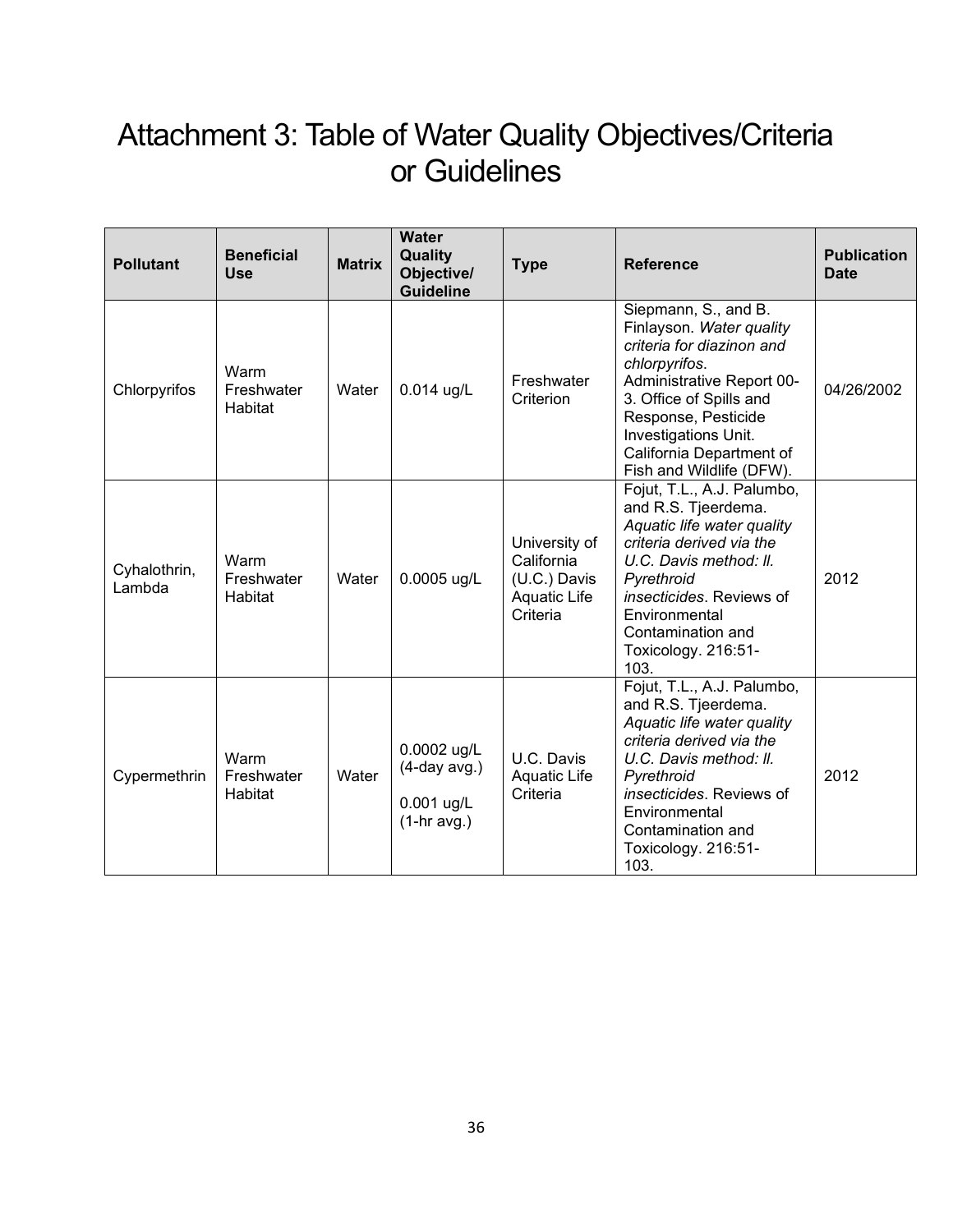# Attachment 3: Table of Water Quality Objectives/Criteria or Guidelines

| Pollutant | Beneficial Use | Matrix | Water Quality Objective/ Guideline | Type | Reference | Publication Date |
|---|---|---|---|---|---|---|
| Chlorpyrifos | Warm Freshwater Habitat | Water | 0.014 ug/L | Freshwater Criterion | Siepmann, S., and B. Finlayson. *Water quality criteria for diazinon and chlorpyrifos*. Administrative Report 00-3. Office of Spills and Response, Pesticide Investigations Unit. California Department of Fish and Wildlife (DFW). | 04/26/2002 |
| Cyhalothrin, Lambda | Warm Freshwater Habitat | Water | 0.0005 ug/L | University of California (U.C.) Davis Aquatic Life Criteria | Fojut, T.L., A.J. Palumbo, and R.S. Tjeerdema. *Aquatic life water quality criteria derived via the U.C. Davis method: ll. Pyrethroid insecticides*. Reviews of Environmental Contamination and Toxicology. 216:51-103. | 2012 |
| Cypermethrin | Warm Freshwater Habitat | Water | 0.0002 ug/L (4-day avg.) 0.001 ug/L (1-hr avg.) | U.C. Davis Aquatic Life Criteria | Fojut, T.L., A.J. Palumbo, and R.S. Tjeerdema. *Aquatic life water quality criteria derived via the U.C. Davis method: ll. Pyrethroid insecticides*. Reviews of Environmental Contamination and Toxicology. 216:51-103. | 2012 |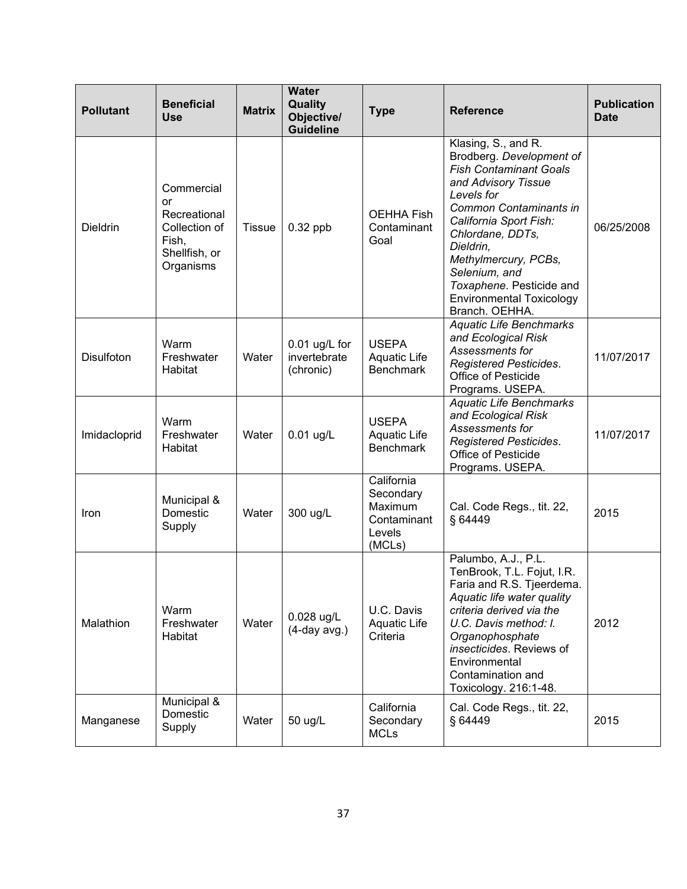| Pollutant | Beneficial Use | Matrix | Water Quality Objective/ Guideline | Type | Reference | Publication Date |
|---|---|---|---|---|---|---|
| Dieldrin | Commercial or Recreational Collection of Fish, Shellfish, or Organisms | Tissue | 0.32 ppb | OEHHA Fish Contaminant Goal | Klasing, S., and R. Brodberg. *Development of Fish Contaminant Goals and Advisory Tissue Levels for Common Contaminants in California Sport Fish: Chlordane, DDTs, Dieldrin, Methylmercury, PCBs, Selenium, and Toxaphene*. Pesticide and Environmental Toxicology Branch. OEHHA. | 06/25/2008 |
| Disulfoton | Warm Freshwater Habitat | Water | 0.01 ug/L for invertebrate (chronic) | USEPA Aquatic Life Benchmark | *Aquatic Life Benchmarks and Ecological Risk Assessments for Registered Pesticides*. Office of Pesticide Programs. USEPA. | 11/07/2017 |
| Imidacloprid | Warm Freshwater Habitat | Water | 0.01 ug/L | USEPA Aquatic Life Benchmark | *Aquatic Life Benchmarks and Ecological Risk Assessments for Registered Pesticides*. Office of Pesticide Programs. USEPA. | 11/07/2017 |
| Iron | Municipal & Domestic Supply | Water | 300 ug/L | California Secondary Maximum Contaminant Levels (MCLs) | Cal. Code Regs., tit. 22, § 64449 | 2015 |
| Malathion | Warm Freshwater Habitat | Water | 0.028 ug/L (4-day avg.) | U.C. Davis Aquatic Life Criteria | Palumbo, A.J., P.L. TenBrook, T.L. Fojut, I.R. Faria and R.S. Tjeerdema. *Aquatic life water quality criteria derived via the U.C. Davis method: I. Organophosphate insecticides*. Reviews of Environmental Contamination and Toxicology. 216:1-48. | 2012 |
| Manganese | Municipal & Domestic Supply | Water | 50 ug/L | California Secondary MCLs | Cal. Code Regs., tit. 22, § 64449 | 2015 |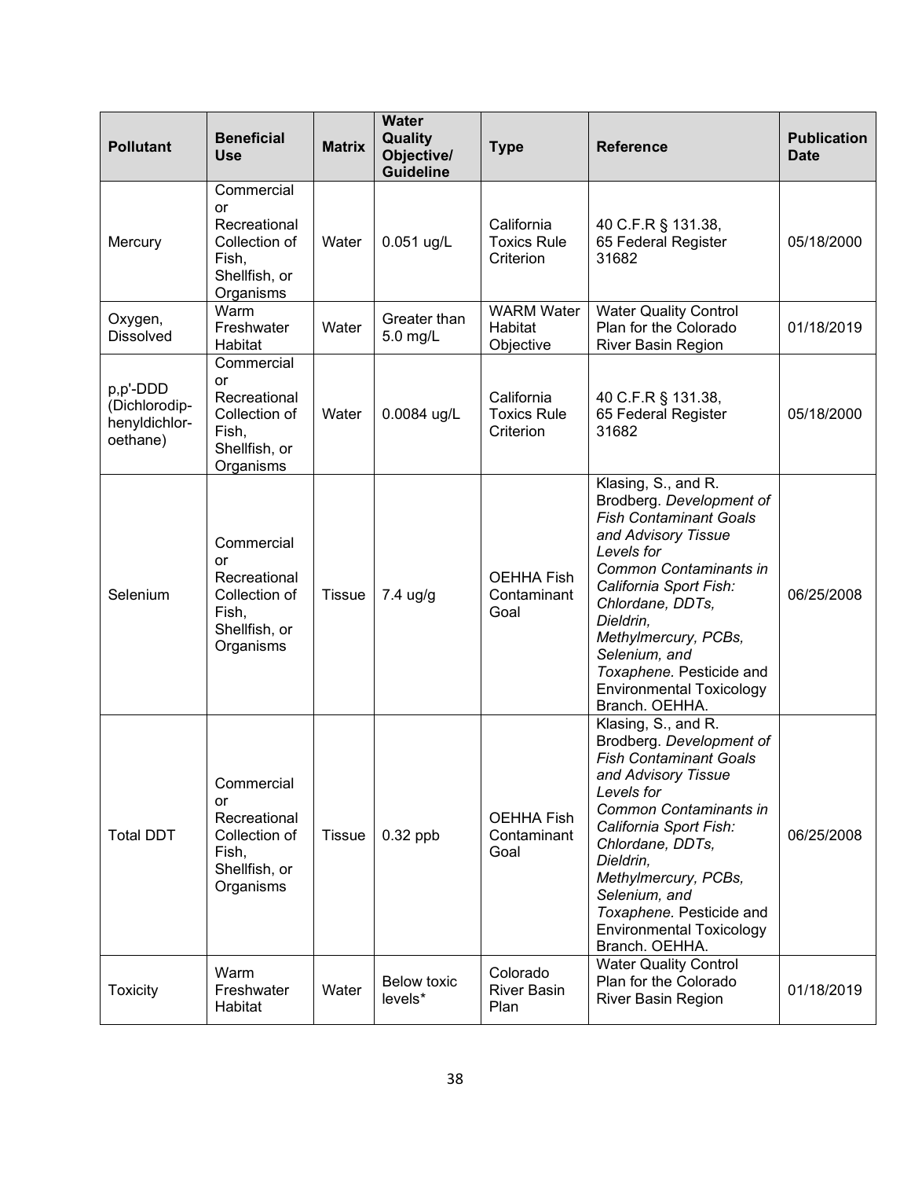| Pollutant | Beneficial Use | Matrix | Water Quality Objective/ Guideline | Type | Reference | Publication Date |
|---|---|---|---|---|---|---|
| Mercury | Commercial or Recreational Collection of Fish, Shellfish, or Organisms | Water | 0.051 ug/L | California Toxics Rule Criterion | 40 C.F.R § 131.38, 65 Federal Register 31682 | 05/18/2000 |
| Oxygen, Dissolved | Warm Freshwater Habitat | Water | Greater than 5.0 mg/L | WARM Water Habitat Objective | Water Quality Control Plan for the Colorado River Basin Region | 01/18/2019 |
| p,p'-DDD (Dichlorodip-henyldichlor-oethane) | Commercial or Recreational Collection of Fish, Shellfish, or Organisms | Water | 0.0084 ug/L | California Toxics Rule Criterion | 40 C.F.R § 131.38, 65 Federal Register 31682 | 05/18/2000 |
| Selenium | Commercial or Recreational Collection of Fish, Shellfish, or Organisms | Tissue | 7.4 ug/g | OEHHA Fish Contaminant Goal | Klasing, S., and R. Brodberg. *Development of Fish Contaminant Goals and Advisory Tissue Levels for Common Contaminants in California Sport Fish: Chlordane, DDTs, Dieldrin, Methylmercury, PCBs, Selenium, and Toxaphene.* Pesticide and Environmental Toxicology Branch. OEHHA. | 06/25/2008 |
| Total DDT | Commercial or Recreational Collection of Fish, Shellfish, or Organisms | Tissue | 0.32 ppb | OEHHA Fish Contaminant Goal | Klasing, S., and R. Brodberg. *Development of Fish Contaminant Goals and Advisory Tissue Levels for Common Contaminants in California Sport Fish: Chlordane, DDTs, Dieldrin, Methylmercury, PCBs, Selenium, and Toxaphene.* Pesticide and Environmental Toxicology Branch. OEHHA. | 06/25/2008 |
| Toxicity | Warm Freshwater Habitat | Water | Below toxic levels* | Colorado River Basin Plan | Water Quality Control Plan for the Colorado River Basin Region | 01/18/2019 |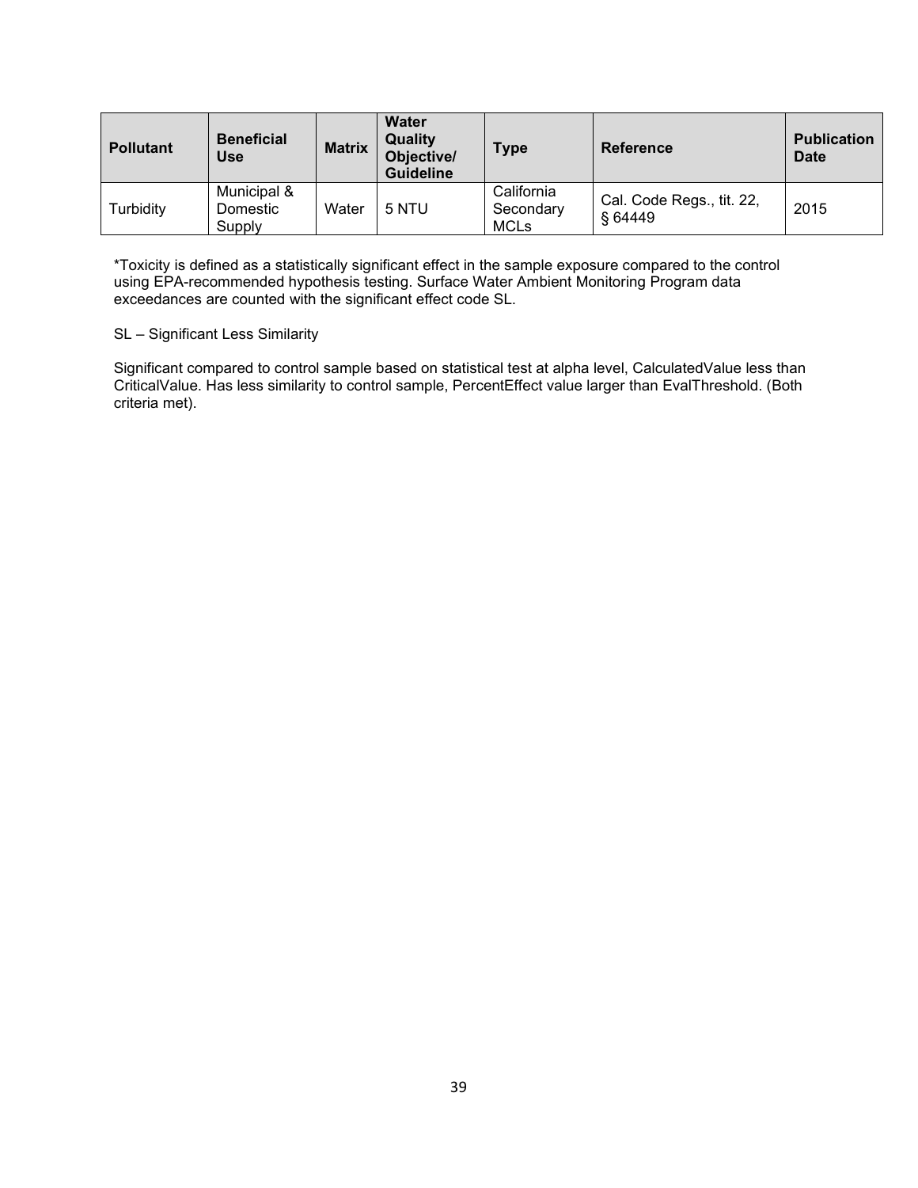| Pollutant | Beneficial Use | Matrix | Water Quality Objective/ Guideline | Type | Reference | Publication Date |
|---|---|---|---|---|---|---|
| Turbidity | Municipal & Domestic Supply | Water | 5 NTU | California Secondary MCLs | Cal. Code Regs., tit. 22, § 64449 | 2015 |

*Toxicity is defined as a statistically significant effect in the sample exposure compared to the control using EPA-recommended hypothesis testing. Surface Water Ambient Monitoring Program data exceedances are counted with the significant effect code SL.

SL – Significant Less Similarity

Significant compared to control sample based on statistical test at alpha level, CalculatedValue less than CriticalValue. Has less similarity to control sample, PercentEffect value larger than EvalThreshold. (Both criteria met).